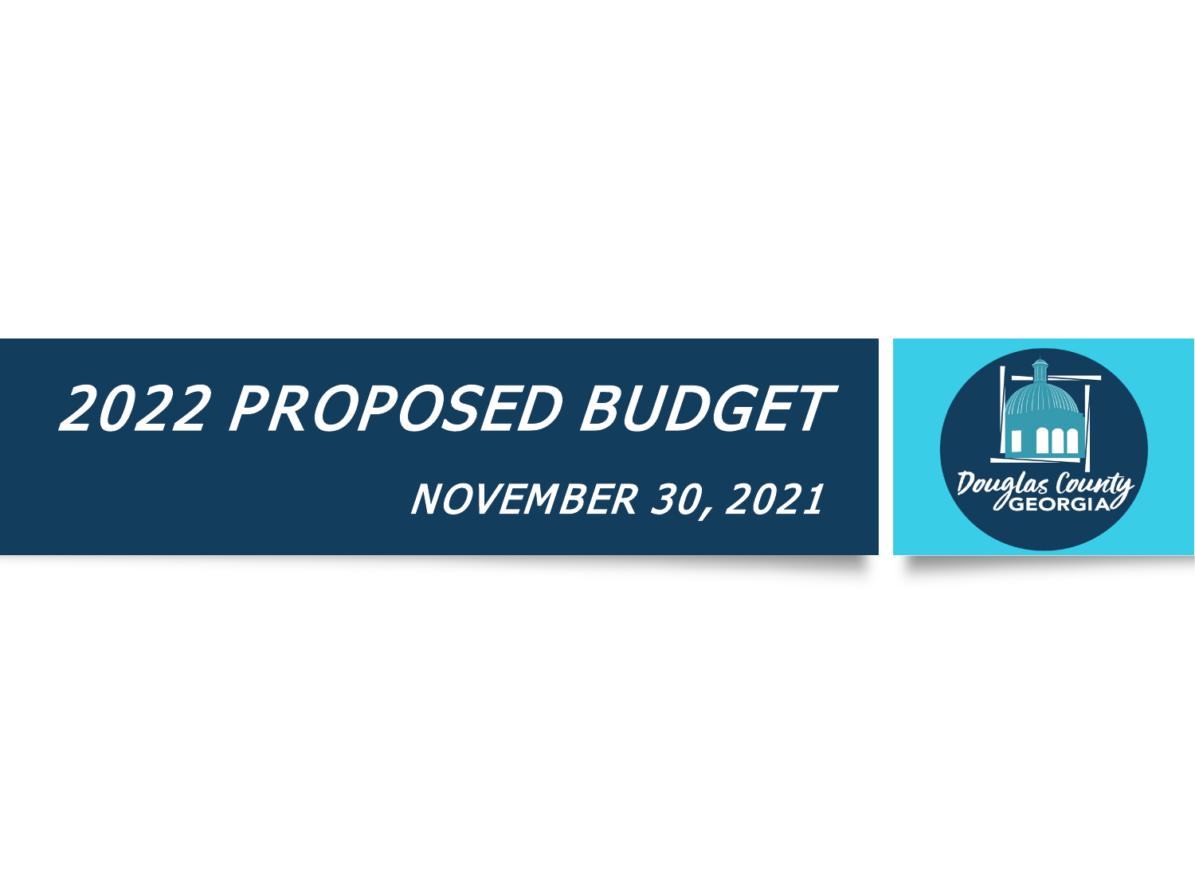# 2022 PROPOSED BUDGET

## *NOVEMBER 30, 2021*

Douglas County GEORGIA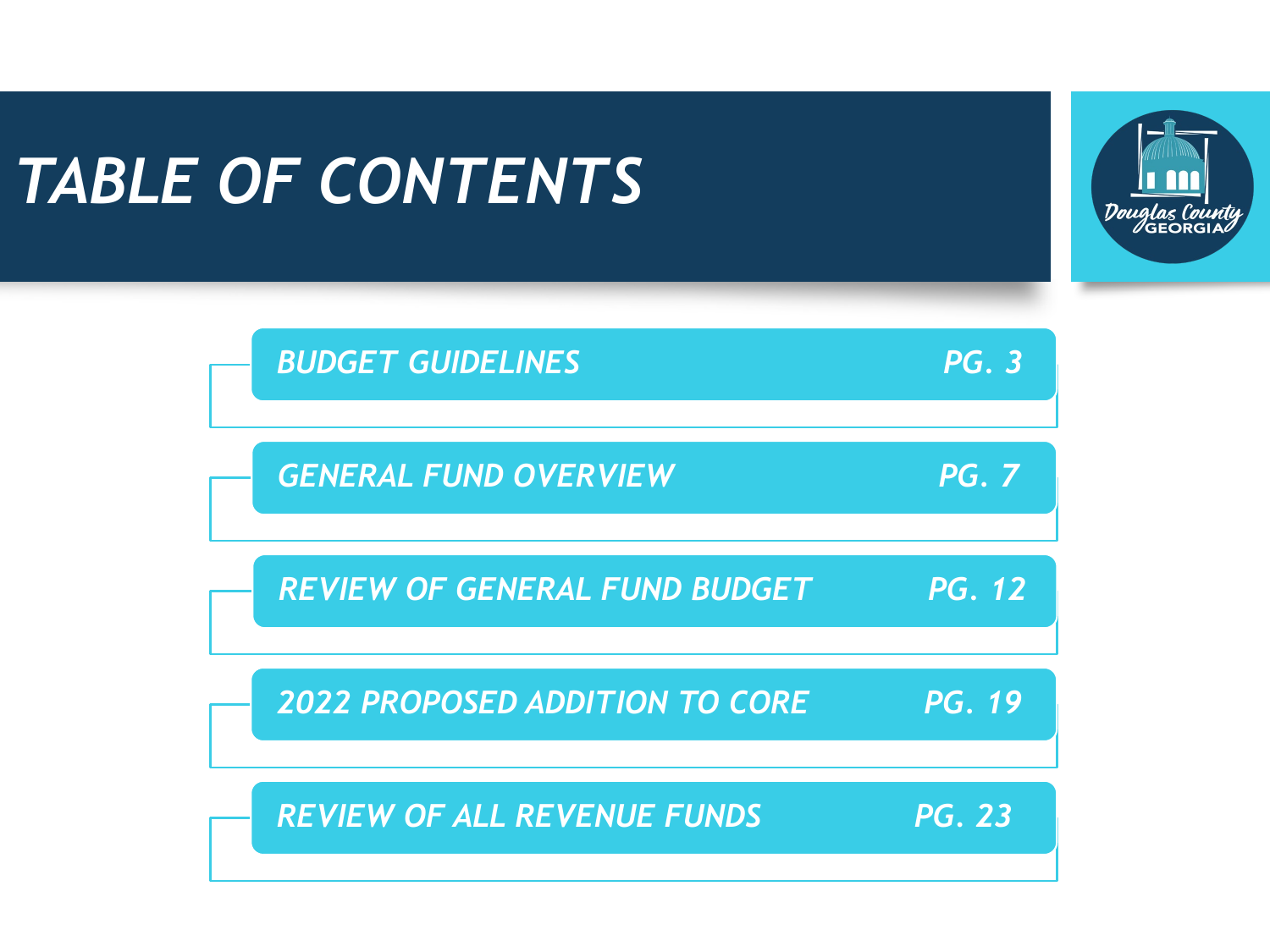# TABLE OF CONTENTS

| | |
|---|---|
| BUDGET GUIDELINES | PG. 3 |
| GENERAL FUND OVERVIEW | PG. 7 |
| REVIEW OF GENERAL FUND BUDGET | PG. 12 |
| 2022 PROPOSED ADDITION TO CORE | PG. 19 |
| REVIEW OF ALL REVENUE FUNDS | PG. 23 |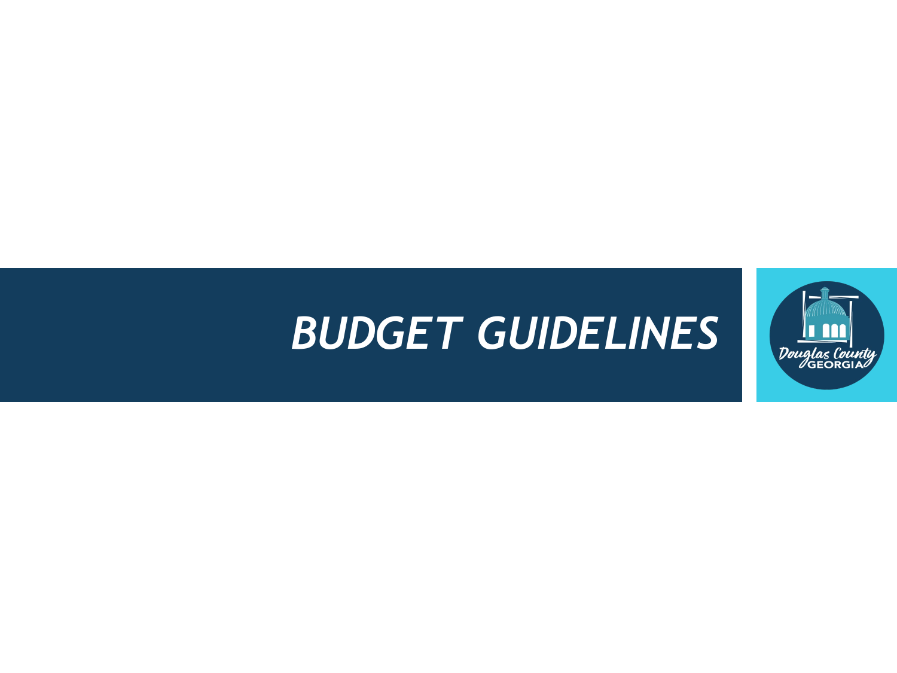# *BUDGET GUIDELINES*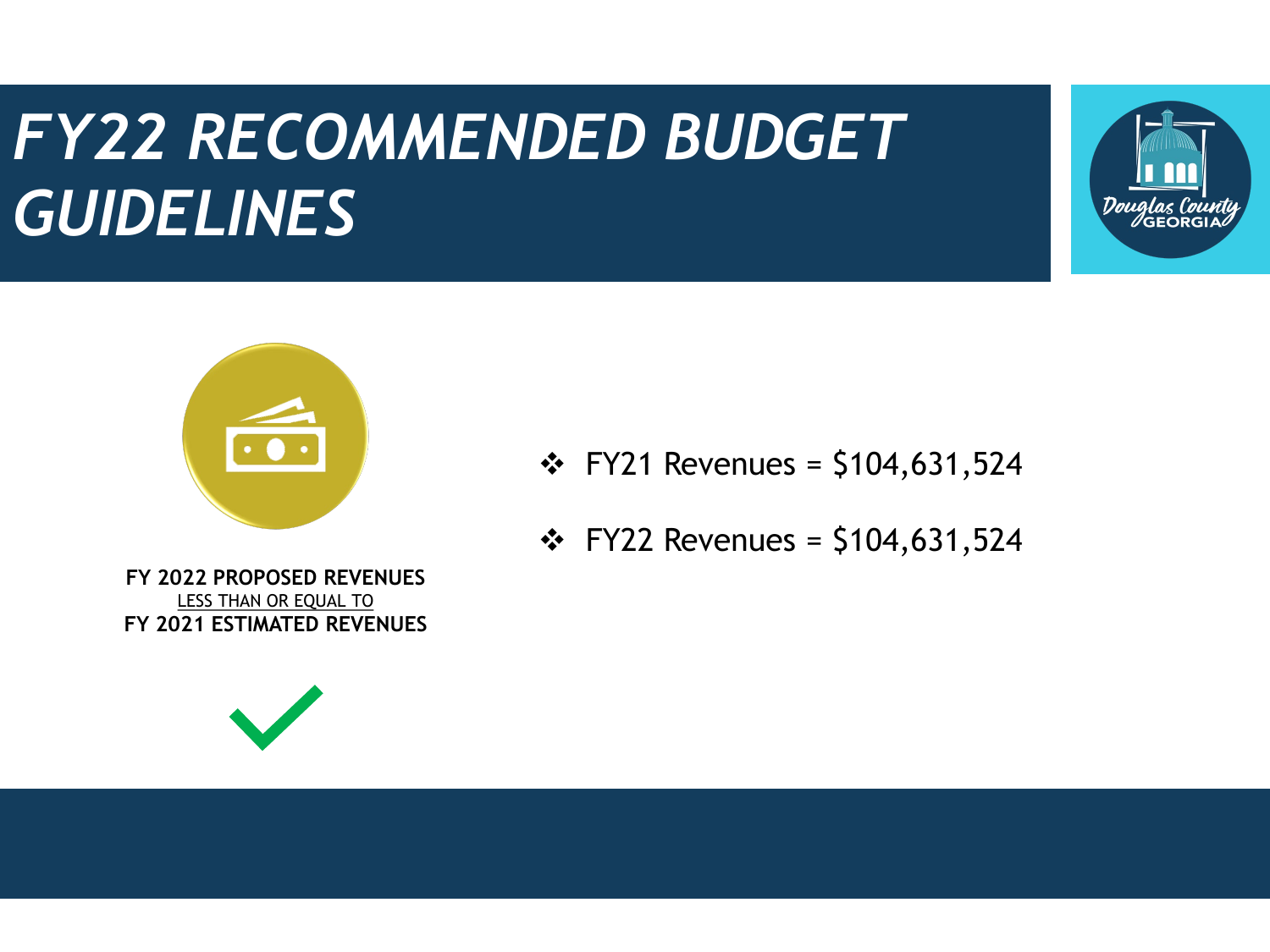# FY22 RECOMMENDED BUDGET GUIDELINES

**FY 2022 PROPOSED REVENUES**
LESS THAN OR EQUAL TO
**FY 2021 ESTIMATED REVENUES**

- FY21 Revenues = $104,631,524
- FY22 Revenues = $104,631,524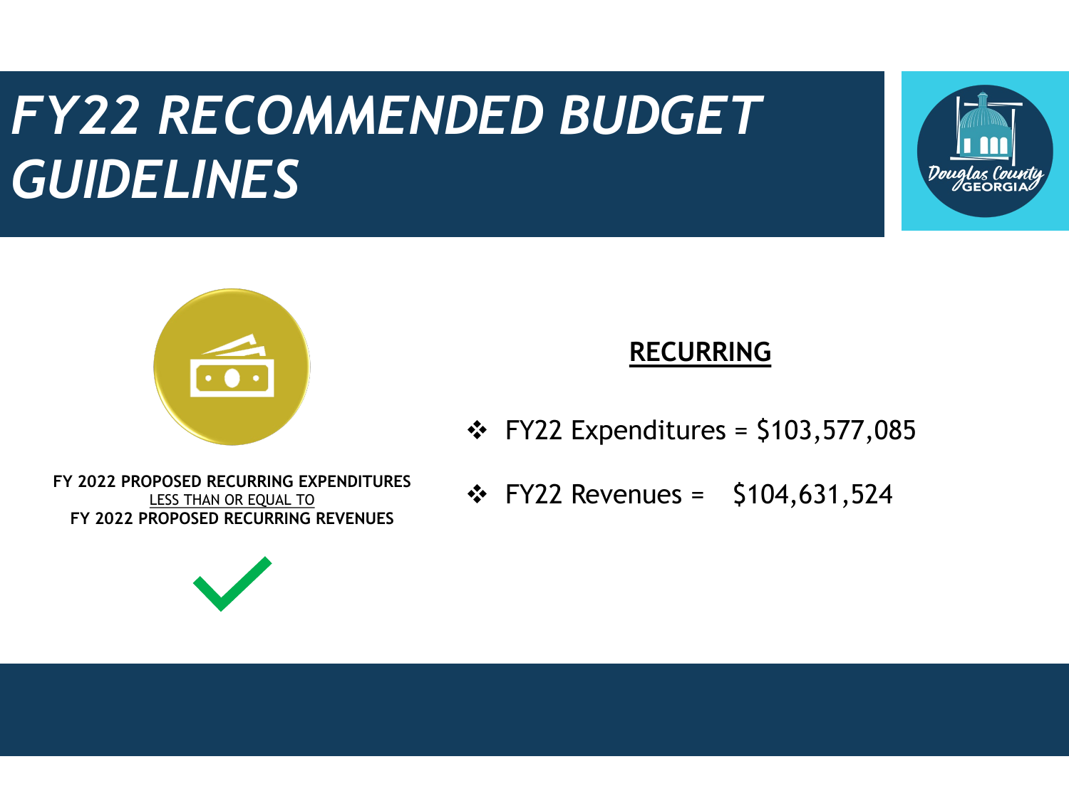# *FY22 RECOMMENDED BUDGET GUIDELINES*

**FY 2022 PROPOSED RECURRING EXPENDITURES**
LESS THAN OR EQUAL TO
**FY 2022 PROPOSED RECURRING REVENUES**

## RECURRING

- FY22 Expenditures = $103,577,085
- FY22 Revenues = $104,631,524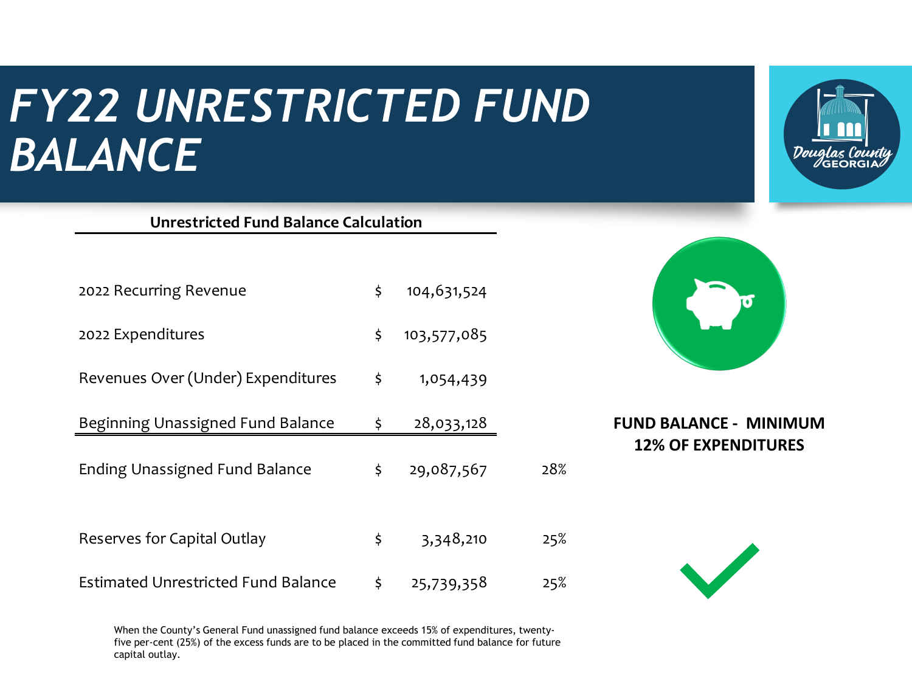# FY22 UNRESTRICTED FUND BALANCE

**Unrestricted Fund Balance Calculation**

| | | | |
|---|---|---|---|
| 2022 Recurring Revenue | $ | 104,631,524 | |
| 2022 Expenditures | $ | 103,577,085 | |
| Revenues Over (Under) Expenditures | $ | 1,054,439 | |
| Beginning Unassigned Fund Balance | $ | 28,033,128 | |
| Ending Unassigned Fund Balance | $ | 29,087,567 | 28% |
| Reserves for Capital Outlay | $ | 3,348,210 | 25% |
| Estimated Unrestricted Fund Balance | $ | 25,739,358 | 25% |

**FUND BALANCE - MINIMUM 12% OF EXPENDITURES**

When the County's General Fund unassigned fund balance exceeds 15% of expenditures, twenty-five per-cent (25%) of the excess funds are to be placed in the committed fund balance for future capital outlay.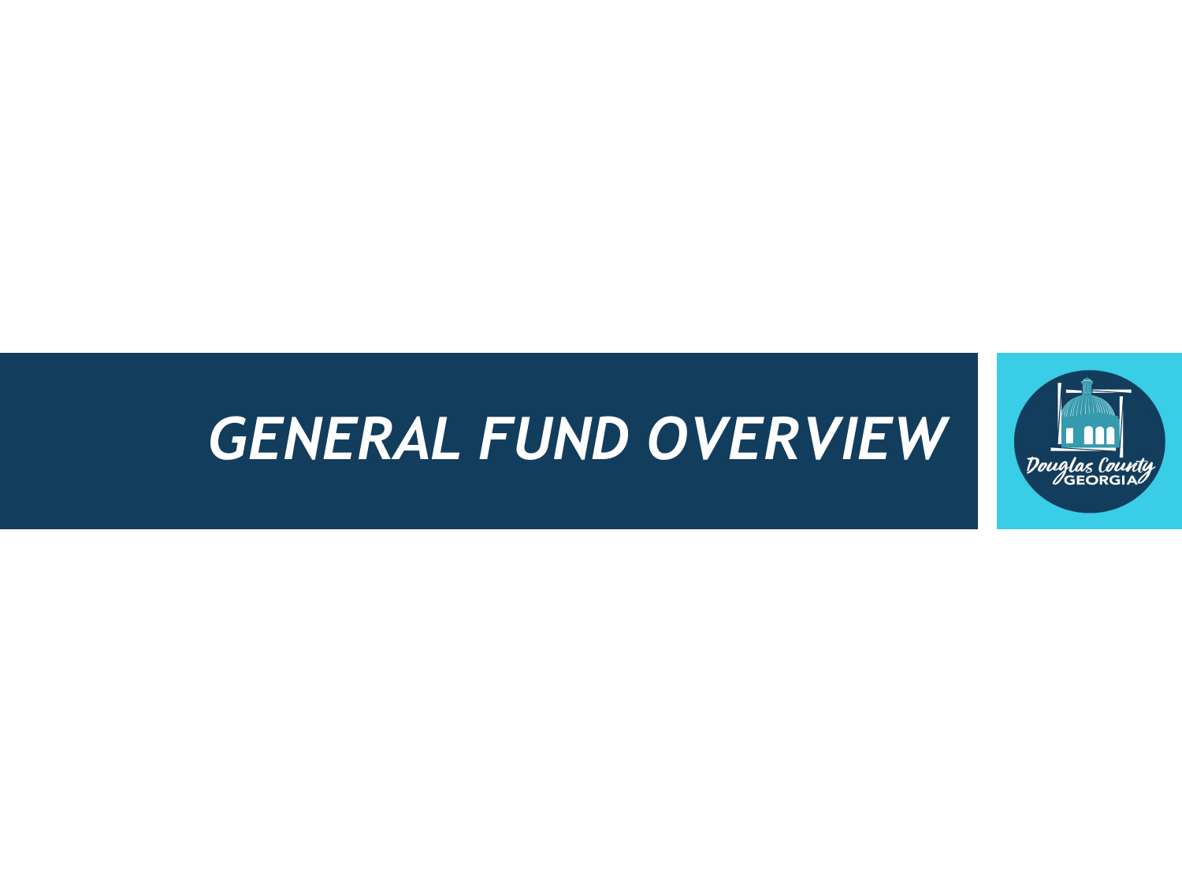# GENERAL FUND OVERVIEW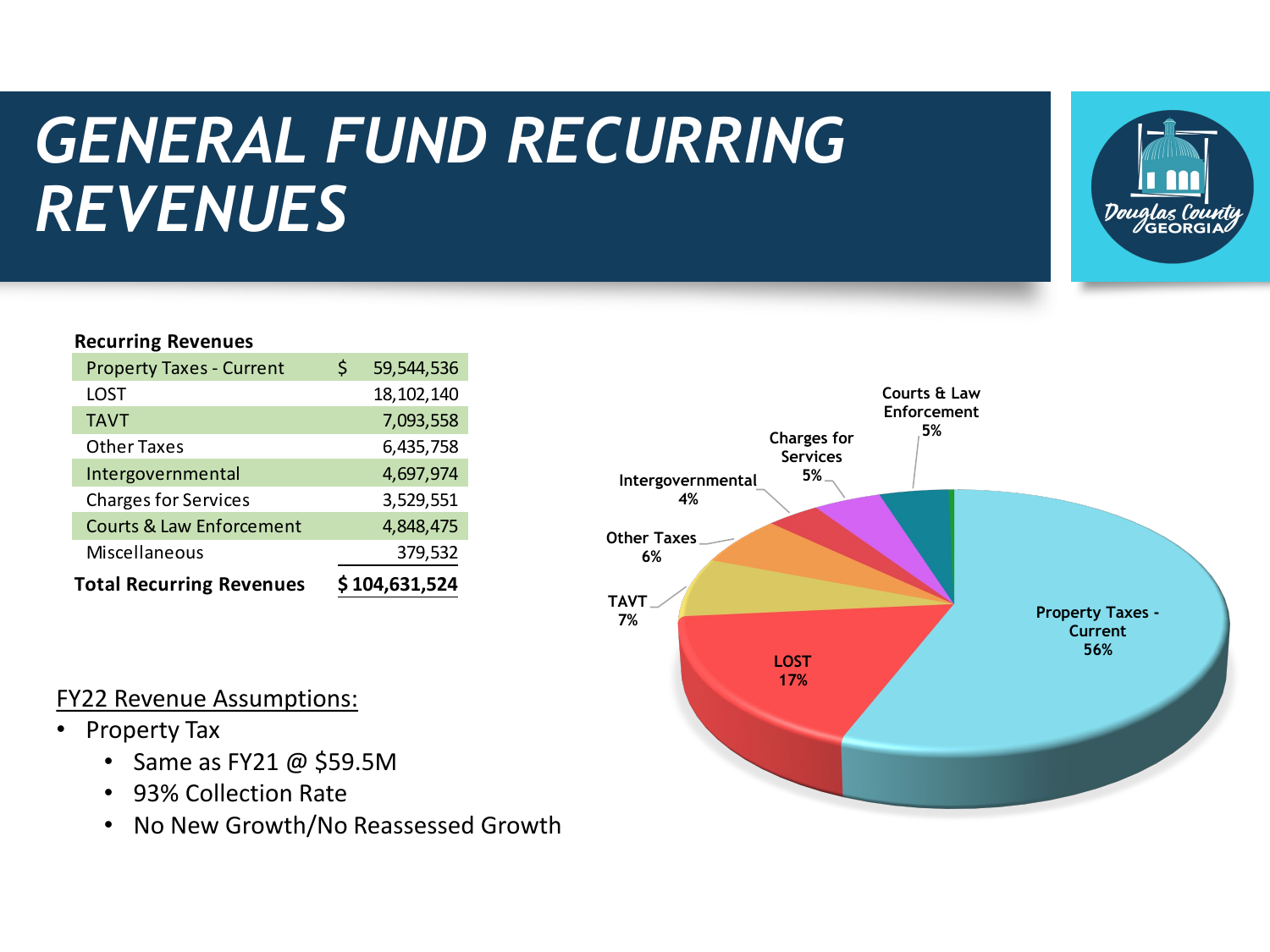# GENERAL FUND RECURRING REVENUES

**Recurring Revenues**

| Category | Amount |
|---|---|
| Property Taxes - Current | $ 59,544,536 |
| LOST | 18,102,140 |
| TAVT | 7,093,558 |
| Other Taxes | 6,435,758 |
| Intergovernmental | 4,697,974 |
| Charges for Services | 3,529,551 |
| Courts & Law Enforcement | 4,848,475 |
| Miscellaneous | 379,532 |
| **Total Recurring Revenues** | **$ 104,631,524** |

| Revenue Source | Share |
|---|---|
| Property Taxes - Current | 56% |
| LOST | 17% |
| TAVT | 7% |
| Other Taxes | 6% |
| Intergovernmental | 4% |
| Charges for Services | 5% |
| Courts & Law Enforcement | 5% |

FY22 Revenue Assumptions:

- Property Tax
  - Same as FY21 @ $59.5M
  - 93% Collection Rate
  - No New Growth/No Reassessed Growth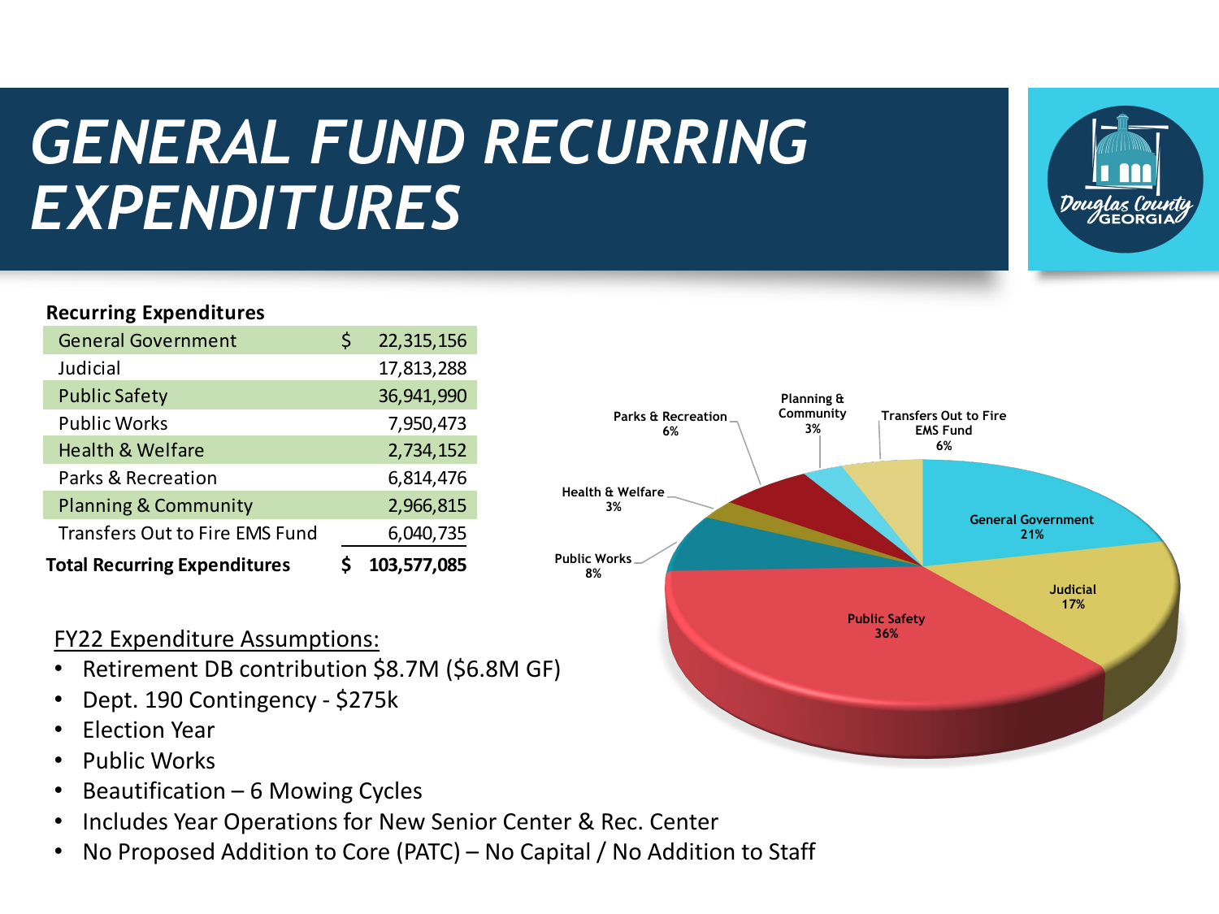# GENERAL FUND RECURRING EXPENDITURES

**Recurring Expenditures**

| Category | Amount |
|---|---|
| General Government | $ 22,315,156 |
| Judicial | 17,813,288 |
| Public Safety | 36,941,990 |
| Public Works | 7,950,473 |
| Health & Welfare | 2,734,152 |
| Parks & Recreation | 6,814,476 |
| Planning & Community | 2,966,815 |
| Transfers Out to Fire EMS Fund | 6,040,735 |
| **Total Recurring Expenditures** | **$ 103,577,085** |

General Government 21%, Judicial 17%, Public Safety 36%, Public Works 8%, Health & Welfare 3%, Parks & Recreation 6%, Planning & Community 3%, Transfers Out to Fire EMS Fund 6%

FY22 Expenditure Assumptions:

- Retirement DB contribution $8.7M ($6.8M GF)
- Dept. 190 Contingency - $275k
- Election Year
- Public Works
- Beautification – 6 Mowing Cycles
- Includes Year Operations for New Senior Center & Rec. Center
- No Proposed Addition to Core (PATC) – No Capital / No Addition to Staff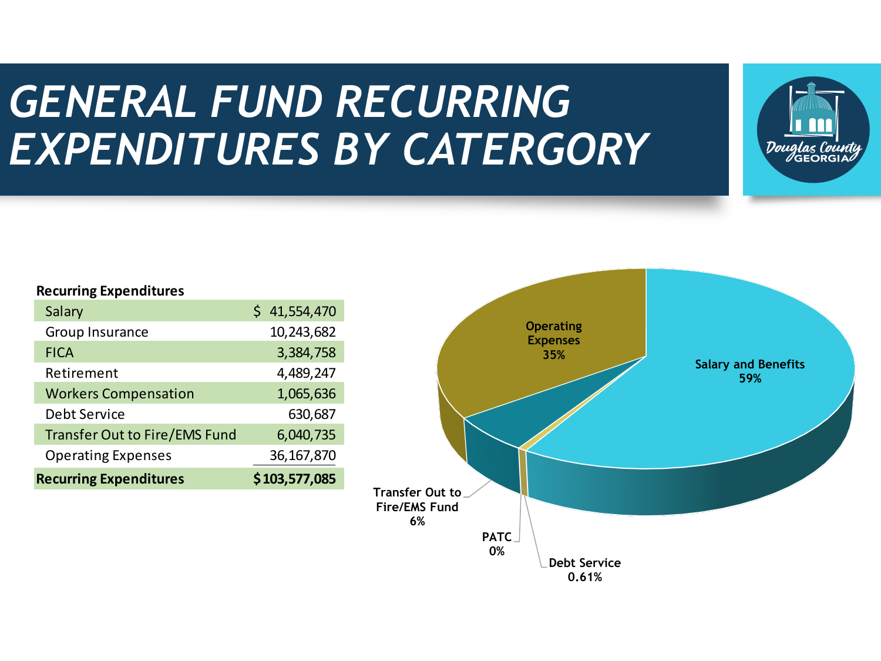# GENERAL FUND RECURRING EXPENDITURES BY CATERGORY

**Recurring Expenditures**

| Category | Amount |
|---|---|
| Salary | $ 41,554,470 |
| Group Insurance | 10,243,682 |
| FICA | 3,384,758 |
| Retirement | 4,489,247 |
| Workers Compensation | 1,065,636 |
| Debt Service | 630,687 |
| Transfer Out to Fire/EMS Fund | 6,040,735 |
| Operating Expenses | 36,167,870 |
| **Recurring Expenditures** | **$103,577,085** |

- Salary and Benefits 59%
- Operating Expenses 35%
- Transfer Out to Fire/EMS Fund 6%
- PATC 0%
- Debt Service 0.61%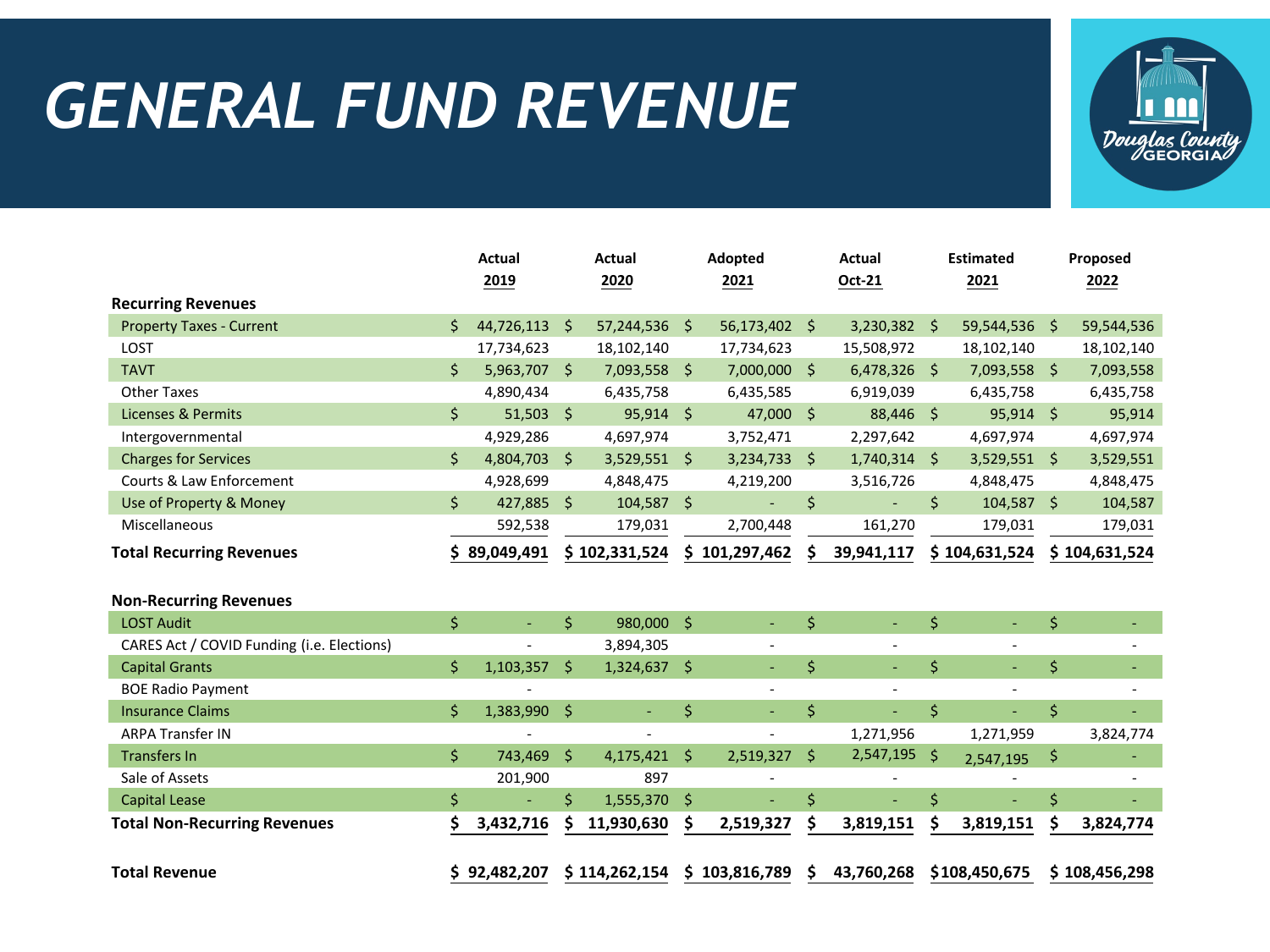# GENERAL FUND REVENUE

| | Actual 2019 | Actual 2020 | Adopted 2021 | Actual Oct-21 | Estimated 2021 | Proposed 2022 |
|---|---|---|---|---|---|---|
| **Recurring Revenues** | | | | | | |
| Property Taxes - Current | $ 44,726,113 | $ 57,244,536 | $ 56,173,402 | $ 3,230,382 | $ 59,544,536 | $ 59,544,536 |
| LOST | 17,734,623 | 18,102,140 | 17,734,623 | 15,508,972 | 18,102,140 | 18,102,140 |
| TAVT | $ 5,963,707 | $ 7,093,558 | $ 7,000,000 | $ 6,478,326 | $ 7,093,558 | $ 7,093,558 |
| Other Taxes | 4,890,434 | 6,435,758 | 6,435,585 | 6,919,039 | 6,435,758 | 6,435,758 |
| Licenses & Permits | $ 51,503 | $ 95,914 | $ 47,000 | $ 88,446 | $ 95,914 | $ 95,914 |
| Intergovernmental | 4,929,286 | 4,697,974 | 3,752,471 | 2,297,642 | 4,697,974 | 4,697,974 |
| Charges for Services | $ 4,804,703 | $ 3,529,551 | $ 3,234,733 | $ 1,740,314 | $ 3,529,551 | $ 3,529,551 |
| Courts & Law Enforcement | 4,928,699 | 4,848,475 | 4,219,200 | 3,516,726 | 4,848,475 | 4,848,475 |
| Use of Property & Money | $ 427,885 | $ 104,587 | $ - | $ - | $ 104,587 | $ 104,587 |
| Miscellaneous | 592,538 | 179,031 | 2,700,448 | 161,270 | 179,031 | 179,031 |
| **Total Recurring Revenues** | **$ 89,049,491** | **$ 102,331,524** | **$ 101,297,462** | **$ 39,941,117** | **$ 104,631,524** | **$ 104,631,524** |
| | | | | | | |
| **Non-Recurring Revenues** | | | | | | |
| LOST Audit | $ - | $ 980,000 | $ - | $ - | $ - | $ - |
| CARES Act / COVID Funding (i.e. Elections) | - | 3,894,305 | - | - | - | - |
| Capital Grants | $ 1,103,357 | $ 1,324,637 | $ - | $ - | $ - | $ - |
| BOE Radio Payment | - | | - | - | - | - |
| Insurance Claims | $ 1,383,990 | $ - | $ - | $ - | $ - | $ - |
| ARPA Transfer IN | - | - | - | 1,271,956 | 1,271,959 | 3,824,774 |
| Transfers In | $ 743,469 | $ 4,175,421 | $ 2,519,327 | $ 2,547,195 | $ 2,547,195 | $ - |
| Sale of Assets | 201,900 | 897 | - | - | - | - |
| Capital Lease | $ - | $ 1,555,370 | $ - | $ - | $ - | $ - |
| **Total Non-Recurring Revenues** | **$ 3,432,716** | **$ 11,930,630** | **$ 2,519,327** | **$ 3,819,151** | **$ 3,819,151** | **$ 3,824,774** |
| | | | | | | |
| **Total Revenue** | **$ 92,482,207** | **$ 114,262,154** | **$ 103,816,789** | **$ 43,760,268** | **$108,450,675** | **$ 108,456,298** |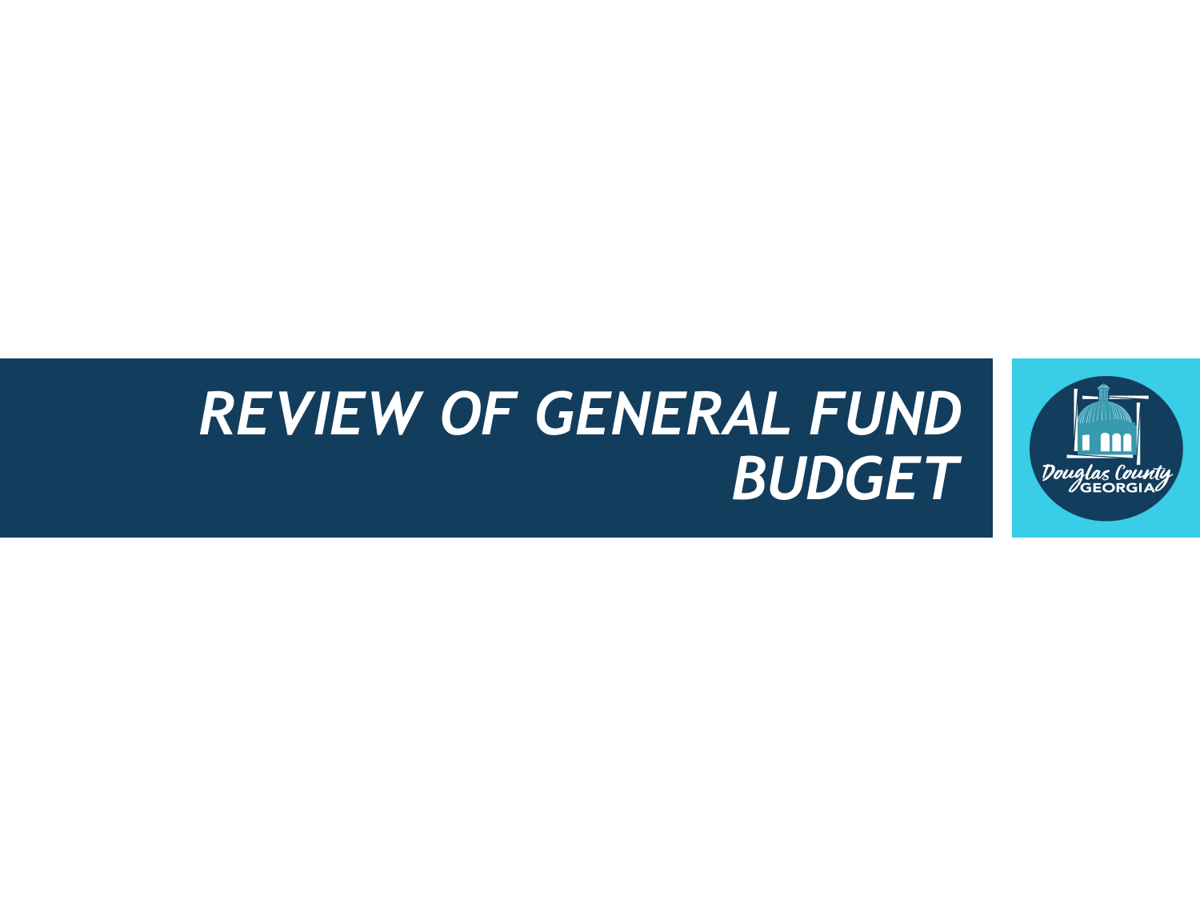# *REVIEW OF GENERAL FUND BUDGET*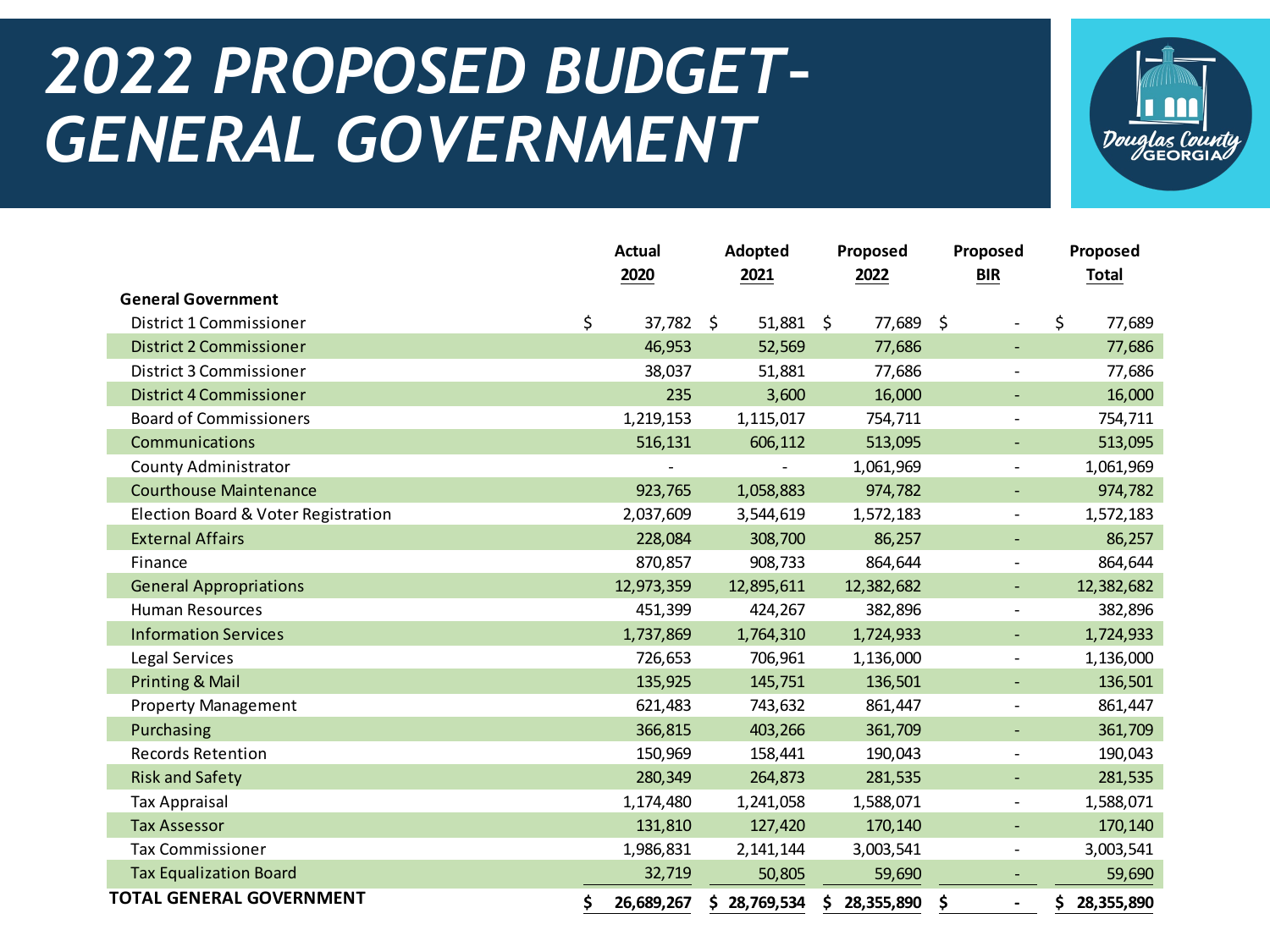# 2022 PROPOSED BUDGET- GENERAL GOVERNMENT

Douglas County GEORGIA

| | Actual 2020 | Adopted 2021 | Proposed 2022 | Proposed BIR | Proposed Total |
|---|---|---|---|---|---|
| **General Government** | | | | | |
| District 1 Commissioner | $ 37,782 | $ 51,881 | $ 77,689 | $ - | $ 77,689 |
| District 2 Commissioner | 46,953 | 52,569 | 77,686 | - | 77,686 |
| District 3 Commissioner | 38,037 | 51,881 | 77,686 | - | 77,686 |
| District 4 Commissioner | 235 | 3,600 | 16,000 | - | 16,000 |
| Board of Commissioners | 1,219,153 | 1,115,017 | 754,711 | - | 754,711 |
| Communications | 516,131 | 606,112 | 513,095 | - | 513,095 |
| County Administrator | - | - | 1,061,969 | - | 1,061,969 |
| Courthouse Maintenance | 923,765 | 1,058,883 | 974,782 | - | 974,782 |
| Election Board & Voter Registration | 2,037,609 | 3,544,619 | 1,572,183 | - | 1,572,183 |
| External Affairs | 228,084 | 308,700 | 86,257 | - | 86,257 |
| Finance | 870,857 | 908,733 | 864,644 | - | 864,644 |
| General Appropriations | 12,973,359 | 12,895,611 | 12,382,682 | - | 12,382,682 |
| Human Resources | 451,399 | 424,267 | 382,896 | - | 382,896 |
| Information Services | 1,737,869 | 1,764,310 | 1,724,933 | - | 1,724,933 |
| Legal Services | 726,653 | 706,961 | 1,136,000 | - | 1,136,000 |
| Printing & Mail | 135,925 | 145,751 | 136,501 | - | 136,501 |
| Property Management | 621,483 | 743,632 | 861,447 | - | 861,447 |
| Purchasing | 366,815 | 403,266 | 361,709 | - | 361,709 |
| Records Retention | 150,969 | 158,441 | 190,043 | - | 190,043 |
| Risk and Safety | 280,349 | 264,873 | 281,535 | - | 281,535 |
| Tax Appraisal | 1,174,480 | 1,241,058 | 1,588,071 | - | 1,588,071 |
| Tax Assessor | 131,810 | 127,420 | 170,140 | - | 170,140 |
| Tax Commissioner | 1,986,831 | 2,141,144 | 3,003,541 | - | 3,003,541 |
| Tax Equalization Board | 32,719 | 50,805 | 59,690 | - | 59,690 |
| **TOTAL GENERAL GOVERNMENT** | **$ 26,689,267** | **$ 28,769,534** | **$ 28,355,890** | **$ -** | **$ 28,355,890** |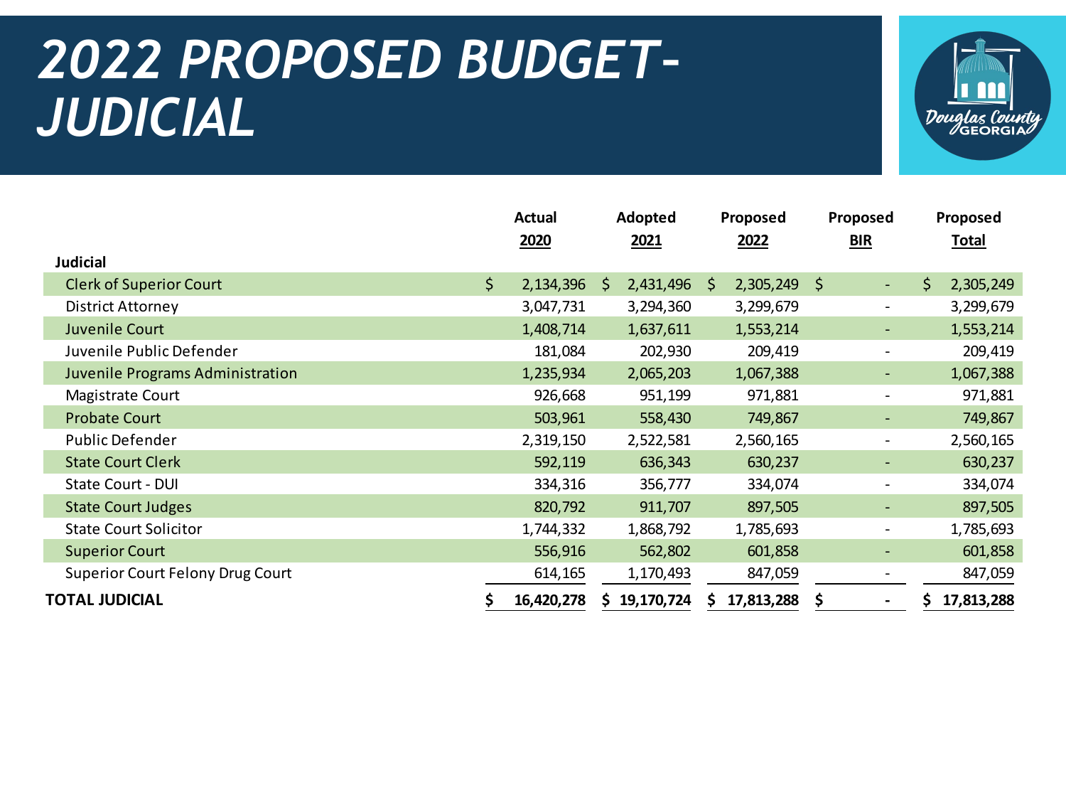# 2022 PROPOSED BUDGET- JUDICIAL

| | Actual 2020 | Adopted 2021 | Proposed 2022 | Proposed BIR | Proposed Total |
|---|---|---|---|---|---|
| **Judicial** | | | | | |
| Clerk of Superior Court | $ 2,134,396 | $ 2,431,496 | $ 2,305,249 | $ - | $ 2,305,249 |
| District Attorney | 3,047,731 | 3,294,360 | 3,299,679 | - | 3,299,679 |
| Juvenile Court | 1,408,714 | 1,637,611 | 1,553,214 | - | 1,553,214 |
| Juvenile Public Defender | 181,084 | 202,930 | 209,419 | - | 209,419 |
| Juvenile Programs Administration | 1,235,934 | 2,065,203 | 1,067,388 | - | 1,067,388 |
| Magistrate Court | 926,668 | 951,199 | 971,881 | - | 971,881 |
| Probate Court | 503,961 | 558,430 | 749,867 | - | 749,867 |
| Public Defender | 2,319,150 | 2,522,581 | 2,560,165 | - | 2,560,165 |
| State Court Clerk | 592,119 | 636,343 | 630,237 | - | 630,237 |
| State Court - DUI | 334,316 | 356,777 | 334,074 | - | 334,074 |
| State Court Judges | 820,792 | 911,707 | 897,505 | - | 897,505 |
| State Court Solicitor | 1,744,332 | 1,868,792 | 1,785,693 | - | 1,785,693 |
| Superior Court | 556,916 | 562,802 | 601,858 | - | 601,858 |
| Superior Court Felony Drug Court | 614,165 | 1,170,493 | 847,059 | - | 847,059 |
| **TOTAL JUDICIAL** | **$ 16,420,278** | **$ 19,170,724** | **$ 17,813,288** | **$ -** | **$ 17,813,288** |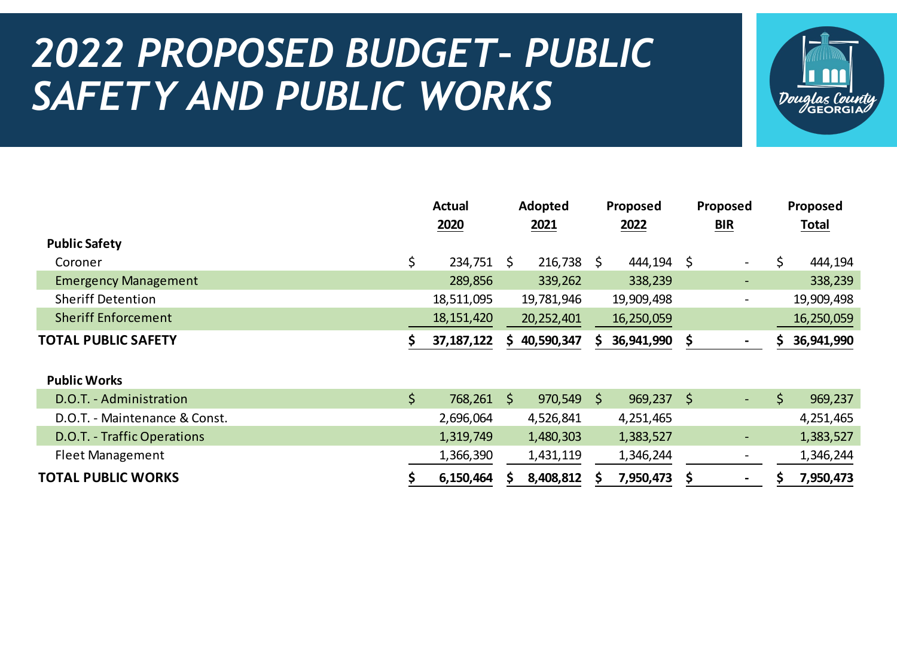# 2022 PROPOSED BUDGET– PUBLIC SAFETY AND PUBLIC WORKS

| | Actual 2020 | Adopted 2021 | Proposed 2022 | Proposed BIR | Proposed Total |
|---|---|---|---|---|---|
| **Public Safety** | | | | | |
| Coroner | $ 234,751 | $ 216,738 | $ 444,194 | $ - | $ 444,194 |
| Emergency Management | 289,856 | 339,262 | 338,239 | - | 338,239 |
| Sheriff Detention | 18,511,095 | 19,781,946 | 19,909,498 | - | 19,909,498 |
| Sheriff Enforcement | 18,151,420 | 20,252,401 | 16,250,059 | | 16,250,059 |
| **TOTAL PUBLIC SAFETY** | **$ 37,187,122** | **$ 40,590,347** | **$ 36,941,990** | **$ -** | **$ 36,941,990** |
| **Public Works** | | | | | |
| D.O.T. - Administration | $ 768,261 | $ 970,549 | $ 969,237 | $ - | $ 969,237 |
| D.O.T. - Maintenance & Const. | 2,696,064 | 4,526,841 | 4,251,465 | | 4,251,465 |
| D.O.T. - Traffic Operations | 1,319,749 | 1,480,303 | 1,383,527 | - | 1,383,527 |
| Fleet Management | 1,366,390 | 1,431,119 | 1,346,244 | - | 1,346,244 |
| **TOTAL PUBLIC WORKS** | **$ 6,150,464** | **$ 8,408,812** | **$ 7,950,473** | **$ -** | **$ 7,950,473** |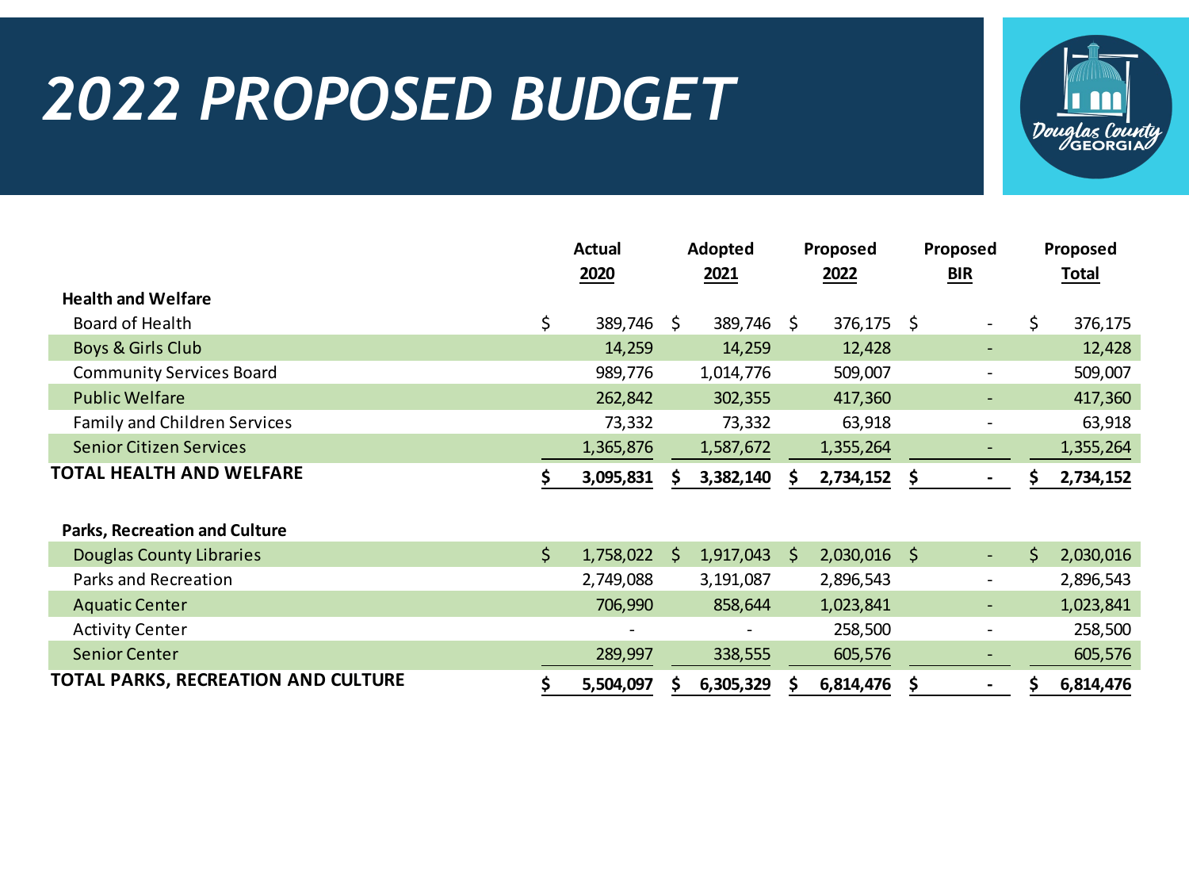# 2022 PROPOSED BUDGET

| | Actual 2020 | Adopted 2021 | Proposed 2022 | Proposed BIR | Proposed Total |
|---|---|---|---|---|---|
| **Health and Welfare** | | | | | |
| Board of Health | $ 389,746 | $ 389,746 | $ 376,175 | $ - | $ 376,175 |
| Boys & Girls Club | 14,259 | 14,259 | 12,428 | - | 12,428 |
| Community Services Board | 989,776 | 1,014,776 | 509,007 | - | 509,007 |
| Public Welfare | 262,842 | 302,355 | 417,360 | - | 417,360 |
| Family and Children Services | 73,332 | 73,332 | 63,918 | - | 63,918 |
| Senior Citizen Services | 1,365,876 | 1,587,672 | 1,355,264 | - | 1,355,264 |
| **TOTAL HEALTH AND WELFARE** | **$ 3,095,831** | **$ 3,382,140** | **$ 2,734,152** | **$ -** | **$ 2,734,152** |
| | | | | | |
| **Parks, Recreation and Culture** | | | | | |
| Douglas County Libraries | $ 1,758,022 | $ 1,917,043 | $ 2,030,016 | $ - | $ 2,030,016 |
| Parks and Recreation | 2,749,088 | 3,191,087 | 2,896,543 | - | 2,896,543 |
| Aquatic Center | 706,990 | 858,644 | 1,023,841 | - | 1,023,841 |
| Activity Center | - | - | 258,500 | - | 258,500 |
| Senior Center | 289,997 | 338,555 | 605,576 | - | 605,576 |
| **TOTAL PARKS, RECREATION AND CULTURE** | **$ 5,504,097** | **$ 6,305,329** | **$ 6,814,476** | **$ -** | **$ 6,814,476** |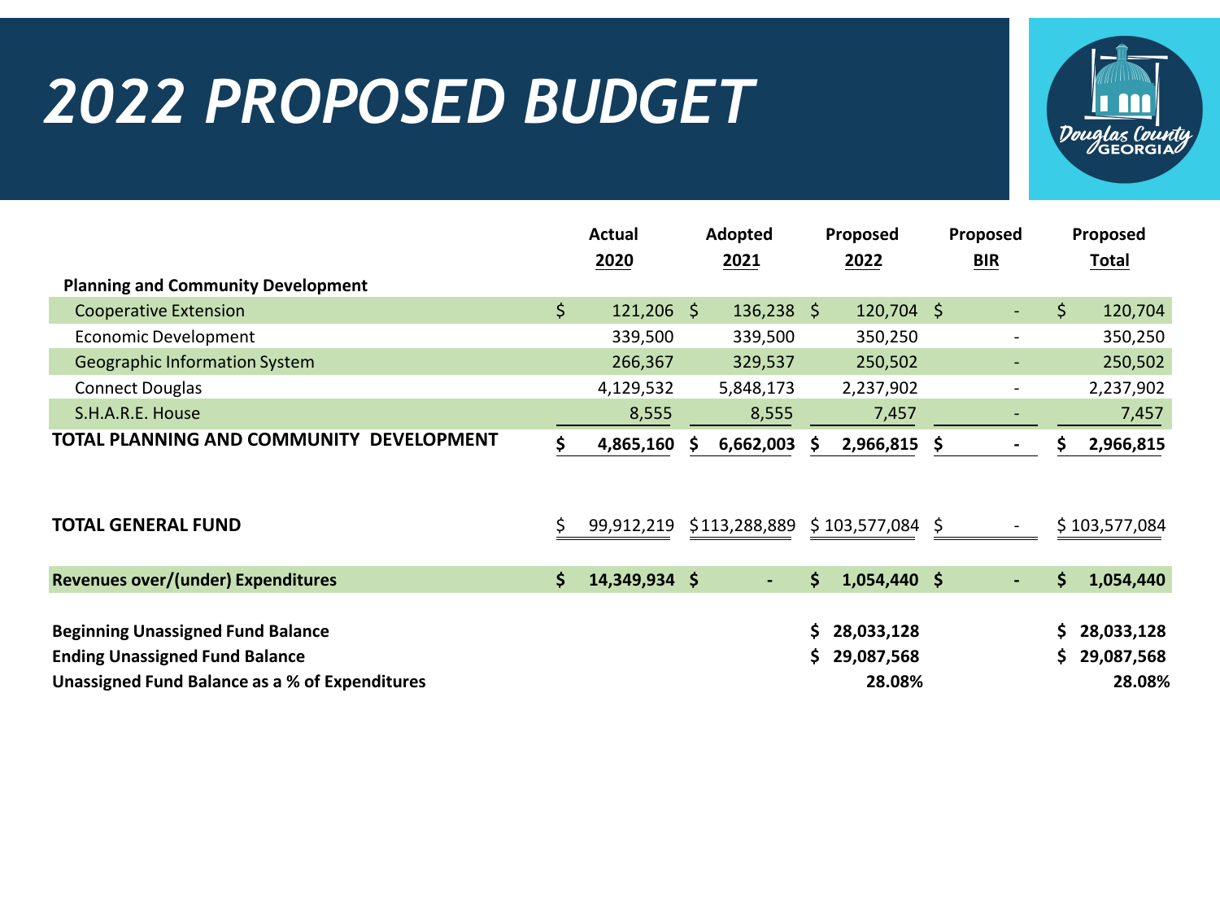# 2022 PROPOSED BUDGET

| | Actual 2020 | Adopted 2021 | Proposed 2022 | Proposed BIR | Proposed Total |
|---|---|---|---|---|---|
| **Planning and Community Development** | | | | | |
| Cooperative Extension | $ 121,206 | $ 136,238 | $ 120,704 | $ - | $ 120,704 |
| Economic Development | 339,500 | 339,500 | 350,250 | - | 350,250 |
| Geographic Information System | 266,367 | 329,537 | 250,502 | - | 250,502 |
| Connect Douglas | 4,129,532 | 5,848,173 | 2,237,902 | - | 2,237,902 |
| S.H.A.R.E. House | 8,555 | 8,555 | 7,457 | - | 7,457 |
| **TOTAL PLANNING AND COMMUNITY DEVELOPMENT** | **$ 4,865,160** | **$ 6,662,003** | **$ 2,966,815** | **$ -** | **$ 2,966,815** |
| | | | | | |
| **TOTAL GENERAL FUND** | $ 99,912,219 | $ 113,288,889 | $ 103,577,084 | $ - | $ 103,577,084 |
| | | | | | |
| **Revenues over/(under) Expenditures** | **$ 14,349,934** | **$ -** | **$ 1,054,440** | **$ -** | **$ 1,054,440** |
| | | | | | |
| **Beginning Unassigned Fund Balance** | | | **$ 28,033,128** | | **$ 28,033,128** |
| **Ending Unassigned Fund Balance** | | | **$ 29,087,568** | | **$ 29,087,568** |
| **Unassigned Fund Balance as a % of Expenditures** | | | **28.08%** | | **28.08%** |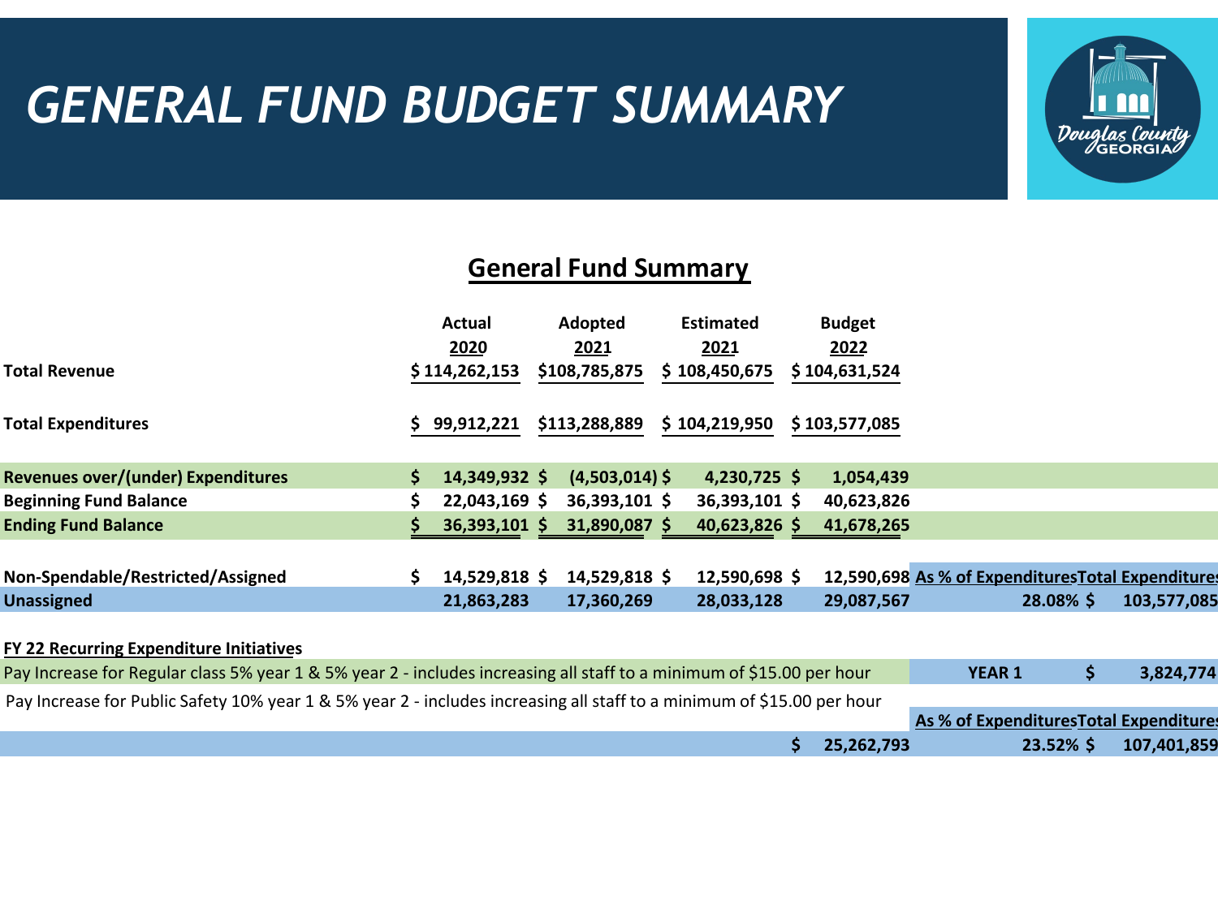# GENERAL FUND BUDGET SUMMARY

## General Fund Summary

| | Actual 2020 | Adopted 2021 | Estimated 2021 | Budget 2022 | | |
|---|---|---|---|---|---|---|
| **Total Revenue** | $ 114,262,153 | $108,785,875 | $ 108,450,675 | $ 104,631,524 | | |
| **Total Expenditures** | $ 99,912,221 | $113,288,889 | $ 104,219,950 | $ 103,577,085 | | |
| **Revenues over/(under) Expenditures** | $ 14,349,932 | $ (4,503,014) | $ 4,230,725 | $ 1,054,439 | | |
| **Beginning Fund Balance** | $ 22,043,169 | $ 36,393,101 | $ 36,393,101 | $ 40,623,826 | | |
| **Ending Fund Balance** | $ 36,393,101 | $ 31,890,087 | $ 40,623,826 | $ 41,678,265 | | |
| **Non-Spendable/Restricted/Assigned** | $ 14,529,818 | $ 14,529,818 | $ 12,590,698 | $ 12,590,698 | **As % of Expenditures** | **Total Expenditures** |
| **Unassigned** | 21,863,283 | 17,360,269 | 28,033,128 | 29,087,567 | 28.08% | $ 103,577,085 |

**FY 22 Recurring Expenditure Initiatives**

| | | |
|---|---|---|
| Pay Increase for Regular class 5% year 1 & 5% year 2 - includes increasing all staff to a minimum of $15.00 per hour | **YEAR 1** | **$ 3,824,774** |
| Pay Increase for Public Safety 10% year 1 & 5% year 2 - includes increasing all staff to a minimum of $15.00 per hour | **As % of Expenditures** | **Total Expenditures** |
| **$ 25,262,793** | **23.52%** | **$ 107,401,859** |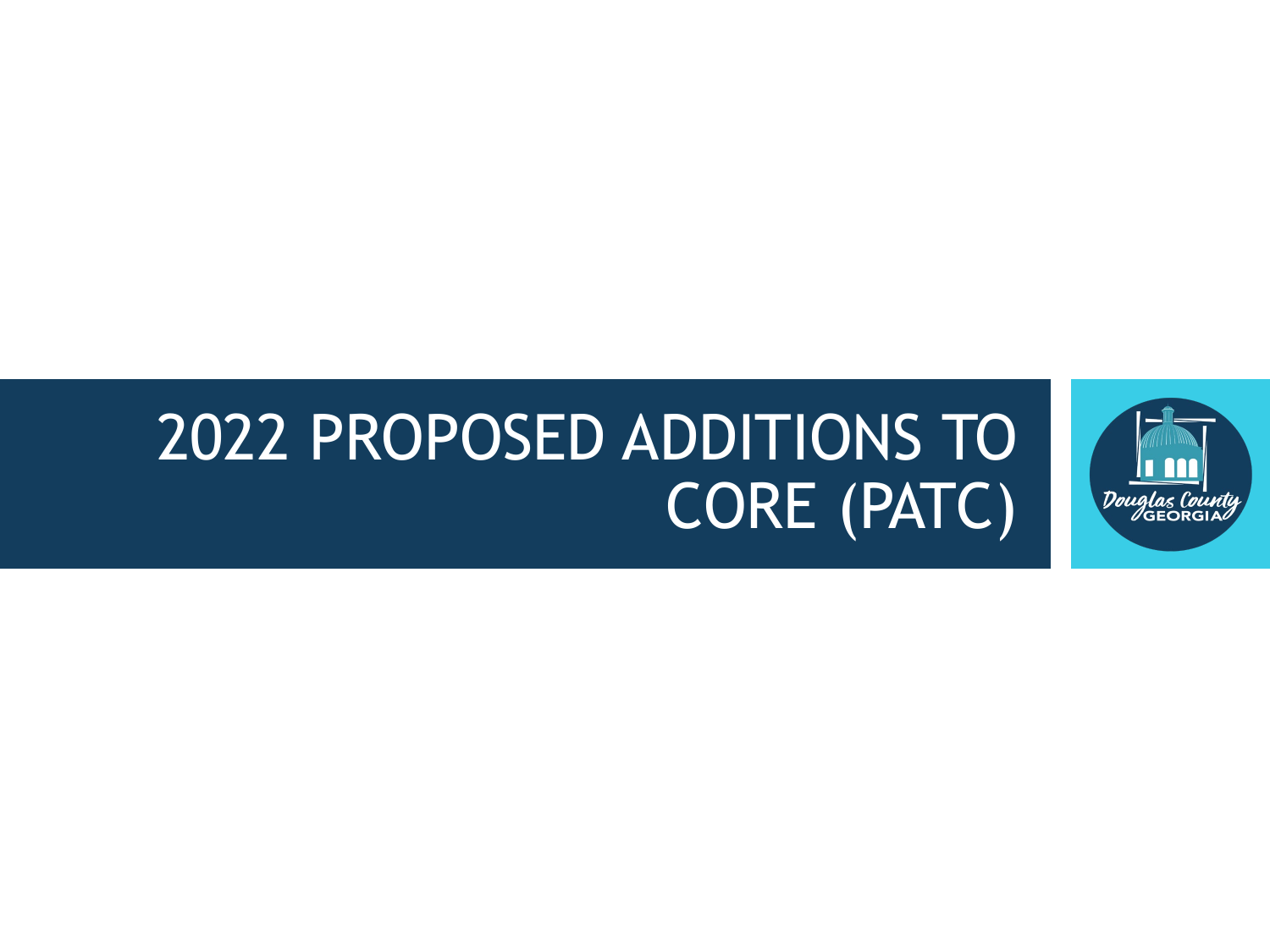# 2022 PROPOSED ADDITIONS TO CORE (PATC)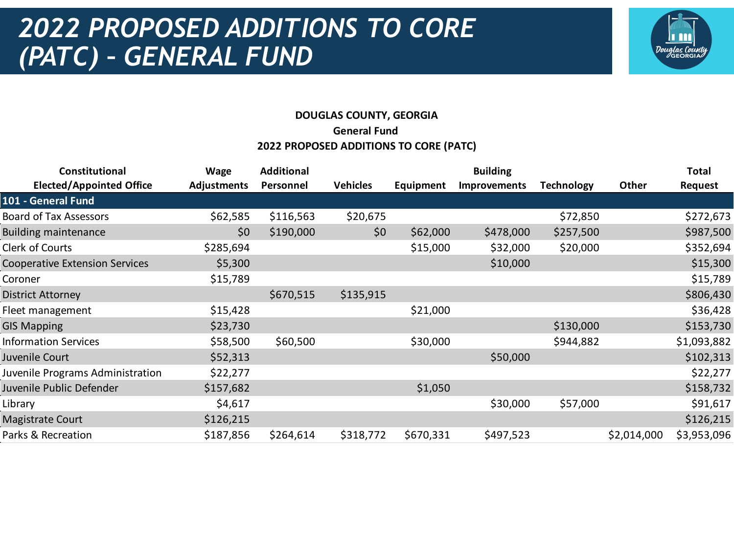# 2022 PROPOSED ADDITIONS TO CORE (PATC) – GENERAL FUND

**DOUGLAS COUNTY, GEORGIA**

**General Fund**

**2022 PROPOSED ADDITIONS TO CORE (PATC)**

| Constitutional Elected/Appointed Office | Wage Adjustments | Additional Personnel | Vehicles | Equipment | Building Improvements | Technology | Other | Total Request |
|---|---|---|---|---|---|---|---|---|
| **101 - General Fund** | | | | | | | | |
| Board of Tax Assessors | $62,585 | $116,563 | $20,675 | | | $72,850 | | $272,673 |
| Building maintenance | $0 | $190,000 | $0 | $62,000 | $478,000 | $257,500 | | $987,500 |
| Clerk of Courts | $285,694 | | | $15,000 | $32,000 | $20,000 | | $352,694 |
| Cooperative Extension Services | $5,300 | | | | $10,000 | | | $15,300 |
| Coroner | $15,789 | | | | | | | $15,789 |
| District Attorney | | $670,515 | $135,915 | | | | | $806,430 |
| Fleet management | $15,428 | | | $21,000 | | | | $36,428 |
| GIS Mapping | $23,730 | | | | | $130,000 | | $153,730 |
| Information Services | $58,500 | $60,500 | | $30,000 | | $944,882 | | $1,093,882 |
| Juvenile Court | $52,313 | | | | $50,000 | | | $102,313 |
| Juvenile Programs Administration | $22,277 | | | | | | | $22,277 |
| Juvenile Public Defender | $157,682 | | | $1,050 | | | | $158,732 |
| Library | $4,617 | | | | $30,000 | $57,000 | | $91,617 |
| Magistrate Court | $126,215 | | | | | | | $126,215 |
| Parks & Recreation | $187,856 | $264,614 | $318,772 | $670,331 | $497,523 | | $2,014,000 | $3,953,096 |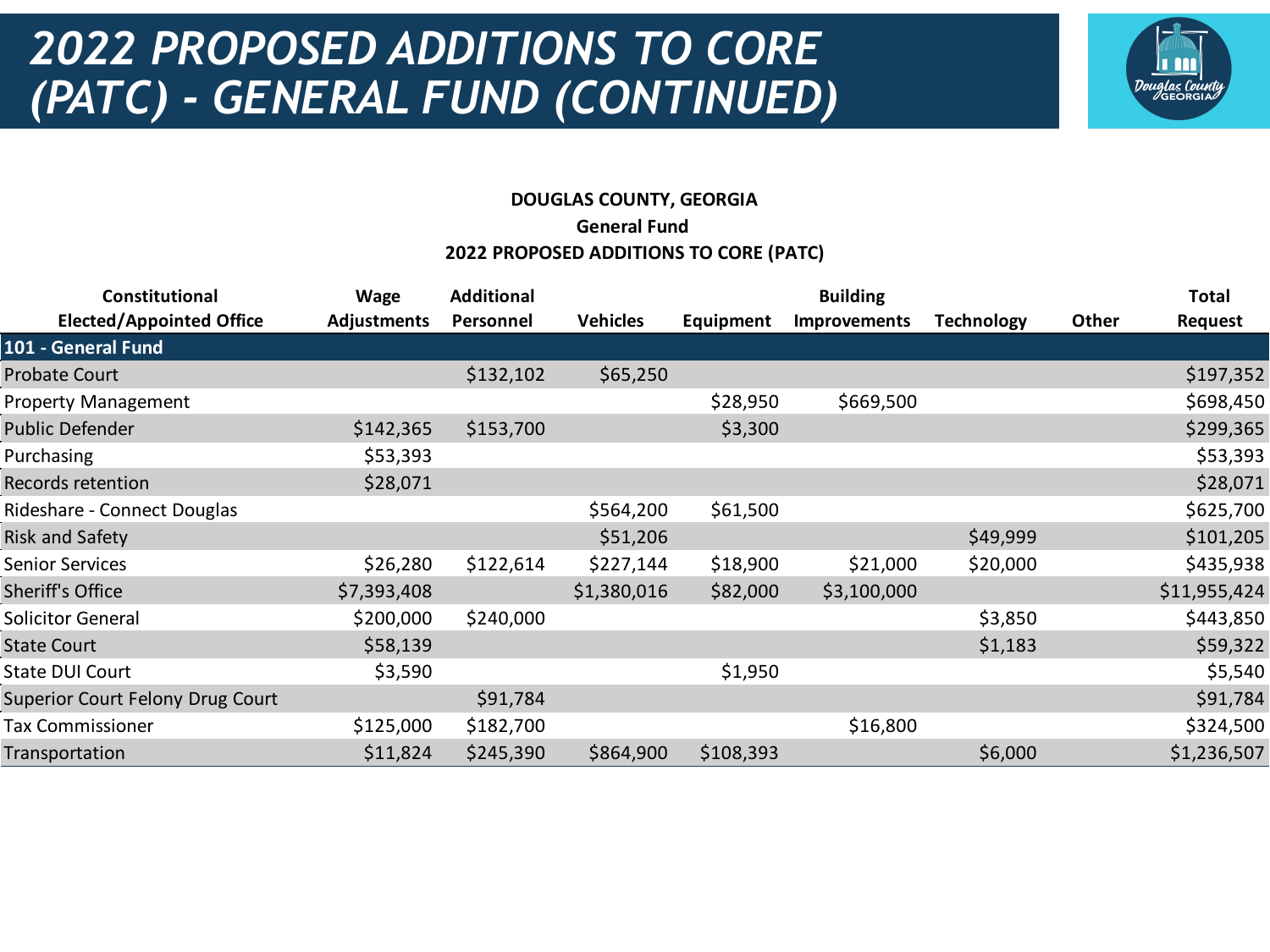# 2022 PROPOSED ADDITIONS TO CORE (PATC) - GENERAL FUND (CONTINUED)

**DOUGLAS COUNTY, GEORGIA**

**General Fund**

**2022 PROPOSED ADDITIONS TO CORE (PATC)**

| Constitutional Elected/Appointed Office | Wage Adjustments | Additional Personnel | Vehicles | Equipment | Building Improvements | Technology | Other | Total Request |
|---|---|---|---|---|---|---|---|---|
| **101 - General Fund** | | | | | | | | |
| Probate Court | | $132,102 | $65,250 | | | | | $197,352 |
| Property Management | | | | $28,950 | $669,500 | | | $698,450 |
| Public Defender | $142,365 | $153,700 | | $3,300 | | | | $299,365 |
| Purchasing | $53,393 | | | | | | | $53,393 |
| Records retention | $28,071 | | | | | | | $28,071 |
| Rideshare - Connect Douglas | | | $564,200 | $61,500 | | | | $625,700 |
| Risk and Safety | | | $51,206 | | | $49,999 | | $101,205 |
| Senior Services | $26,280 | $122,614 | $227,144 | $18,900 | $21,000 | $20,000 | | $435,938 |
| Sheriff's Office | $7,393,408 | | $1,380,016 | $82,000 | $3,100,000 | | | $11,955,424 |
| Solicitor General | $200,000 | $240,000 | | | | $3,850 | | $443,850 |
| State Court | $58,139 | | | | | $1,183 | | $59,322 |
| State DUI Court | $3,590 | | | $1,950 | | | | $5,540 |
| Superior Court Felony Drug Court | | $91,784 | | | | | | $91,784 |
| Tax Commissioner | $125,000 | $182,700 | | | $16,800 | | | $324,500 |
| Transportation | $11,824 | $245,390 | $864,900 | $108,393 | | $6,000 | | $1,236,507 |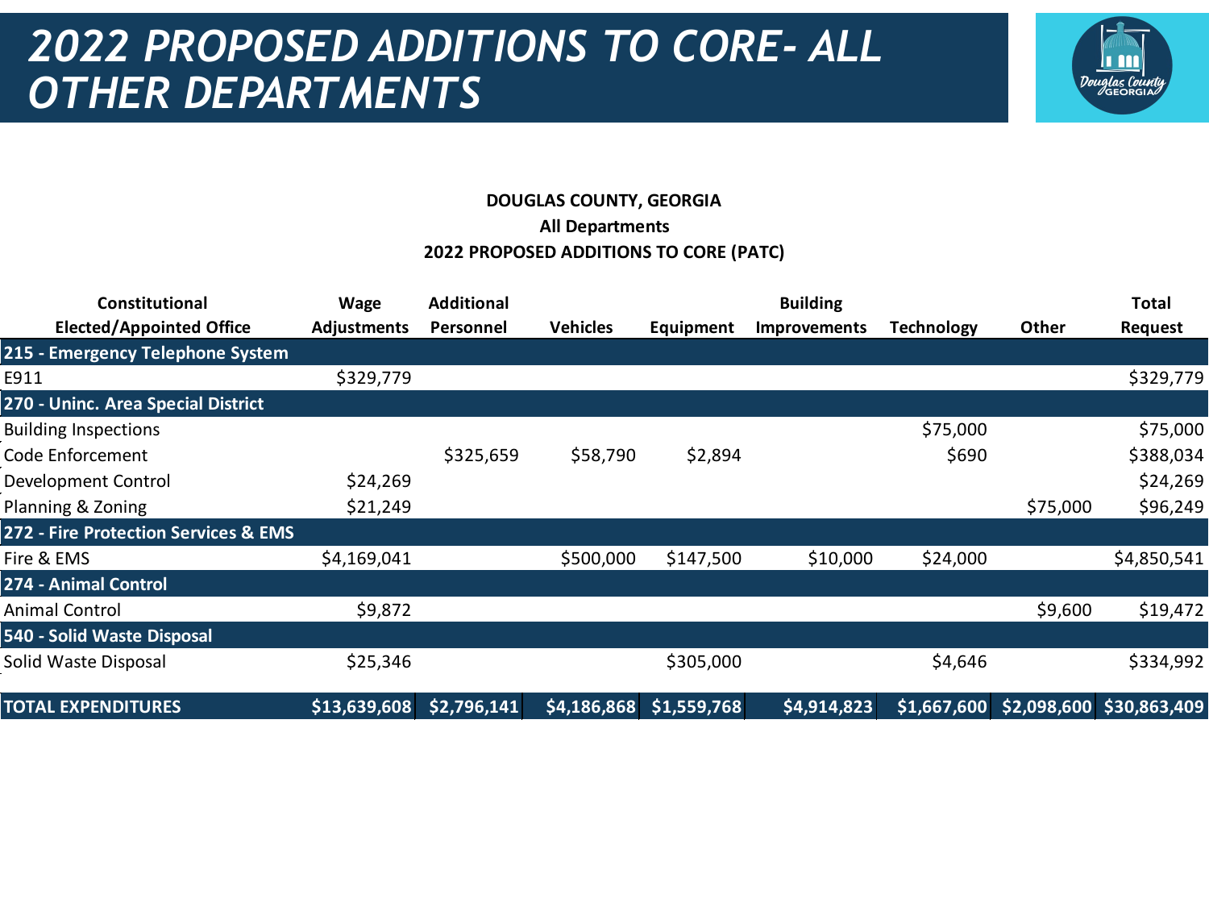# 2022 PROPOSED ADDITIONS TO CORE- ALL OTHER DEPARTMENTS

**DOUGLAS COUNTY, GEORGIA**
**All Departments**
**2022 PROPOSED ADDITIONS TO CORE (PATC)**

| Constitutional Elected/Appointed Office | Wage Adjustments | Additional Personnel | Vehicles | Equipment | Building Improvements | Technology | Other | Total Request |
|---|---|---|---|---|---|---|---|---|
| **215 - Emergency Telephone System** | | | | | | | | |
| E911 | $329,779 | | | | | | | $329,779 |
| **270 - Uninc. Area Special District** | | | | | | | | |
| Building Inspections | | | | | | $75,000 | | $75,000 |
| Code Enforcement | | $325,659 | $58,790 | $2,894 | | $690 | | $388,034 |
| Development Control | $24,269 | | | | | | | $24,269 |
| Planning & Zoning | $21,249 | | | | | | $75,000 | $96,249 |
| **272 - Fire Protection Services & EMS** | | | | | | | | |
| Fire & EMS | $4,169,041 | | $500,000 | $147,500 | $10,000 | $24,000 | | $4,850,541 |
| **274 - Animal Control** | | | | | | | | |
| Animal Control | $9,872 | | | | | | $9,600 | $19,472 |
| **540 - Solid Waste Disposal** | | | | | | | | |
| Solid Waste Disposal | $25,346 | | | $305,000 | | $4,646 | | $334,992 |
| **TOTAL EXPENDITURES** | **$13,639,608** | **$2,796,141** | **$4,186,868** | **$1,559,768** | **$4,914,823** | **$1,667,600** | **$2,098,600** | **$30,863,409** |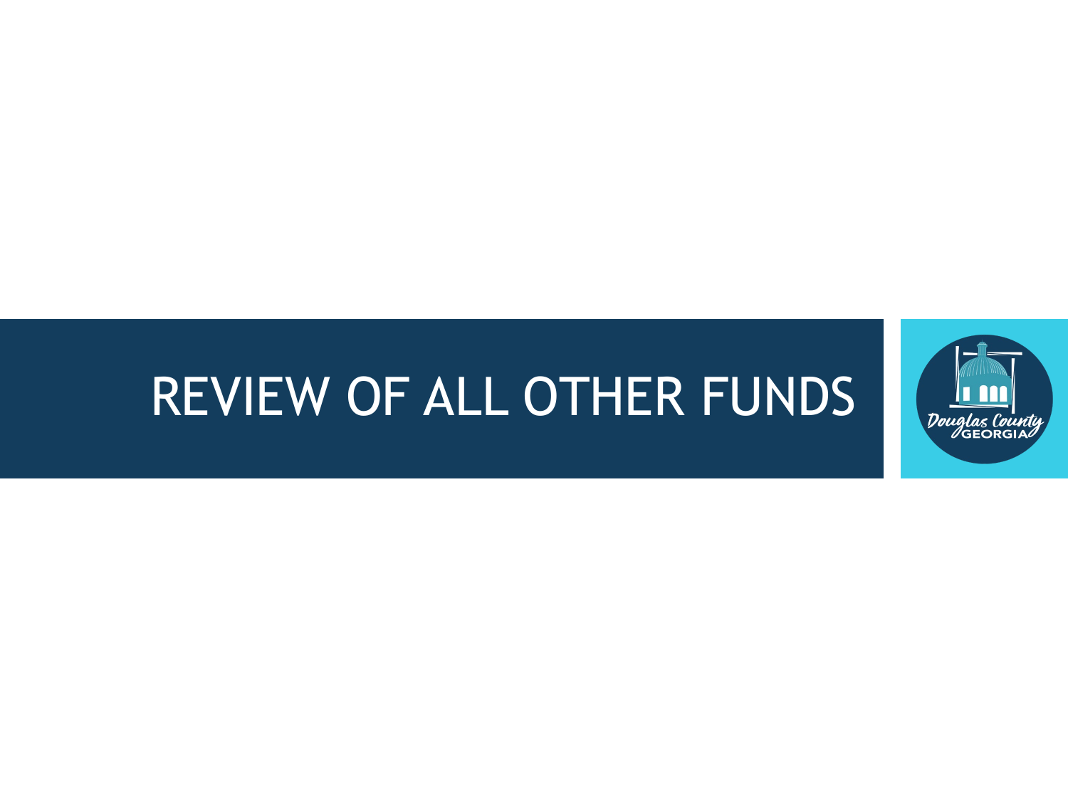# REVIEW OF ALL OTHER FUNDS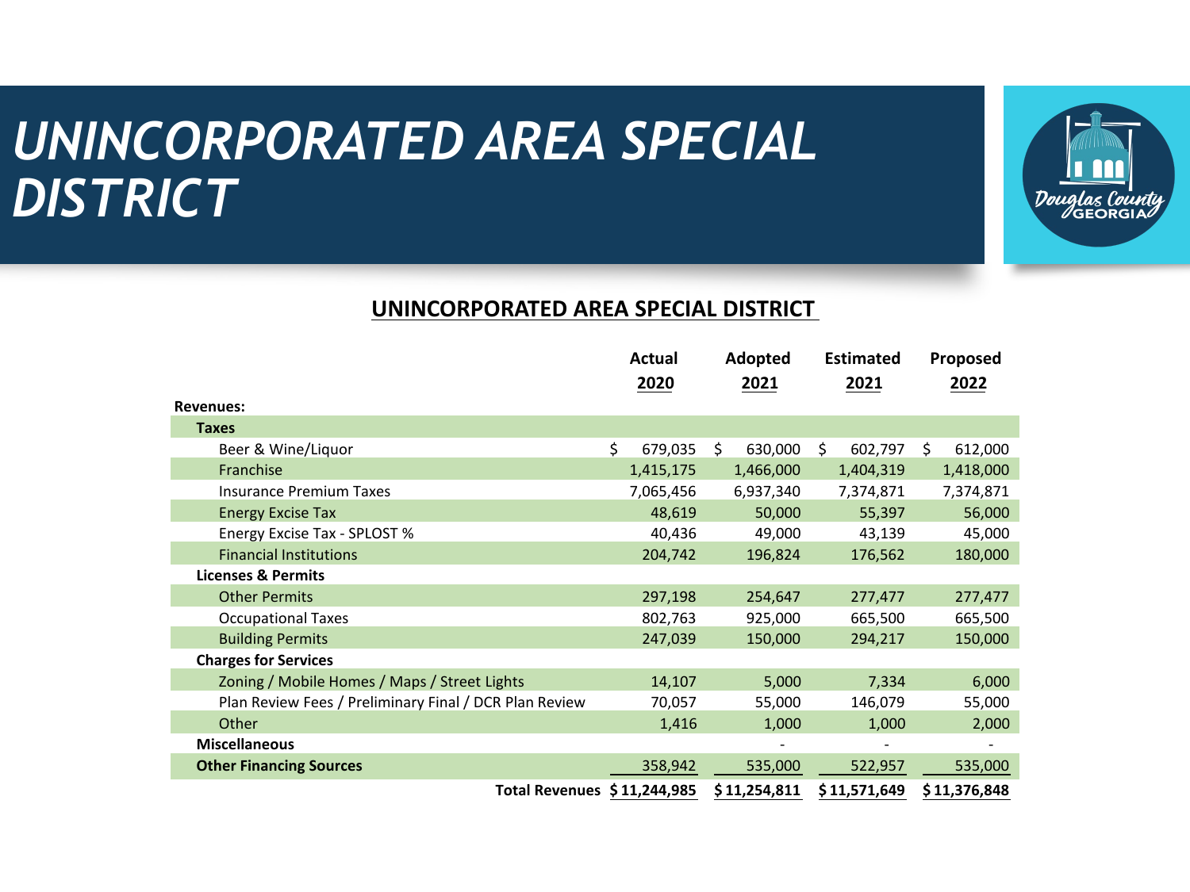# UNINCORPORATED AREA SPECIAL DISTRICT

## UNINCORPORATED AREA SPECIAL DISTRICT

| | Actual 2020 | Adopted 2021 | Estimated 2021 | Proposed 2022 |
|---|---|---|---|---|
| **Revenues:** | | | | |
| **Taxes** | | | | |
| Beer & Wine/Liquor | $ 679,035 | $ 630,000 | $ 602,797 | $ 612,000 |
| Franchise | 1,415,175 | 1,466,000 | 1,404,319 | 1,418,000 |
| Insurance Premium Taxes | 7,065,456 | 6,937,340 | 7,374,871 | 7,374,871 |
| Energy Excise Tax | 48,619 | 50,000 | 55,397 | 56,000 |
| Energy Excise Tax - SPLOST % | 40,436 | 49,000 | 43,139 | 45,000 |
| Financial Institutions | 204,742 | 196,824 | 176,562 | 180,000 |
| **Licenses & Permits** | | | | |
| Other Permits | 297,198 | 254,647 | 277,477 | 277,477 |
| Occupational Taxes | 802,763 | 925,000 | 665,500 | 665,500 |
| Building Permits | 247,039 | 150,000 | 294,217 | 150,000 |
| **Charges for Services** | | | | |
| Zoning / Mobile Homes / Maps / Street Lights | 14,107 | 5,000 | 7,334 | 6,000 |
| Plan Review Fees / Preliminary Final / DCR Plan Review | 70,057 | 55,000 | 146,079 | 55,000 |
| Other | 1,416 | 1,000 | 1,000 | 2,000 |
| **Miscellaneous** | | - | - | - |
| **Other Financing Sources** | 358,942 | 535,000 | 522,957 | 535,000 |
| **Total Revenues** | **$ 11,244,985** | **$ 11,254,811** | **$ 11,571,649** | **$ 11,376,848** |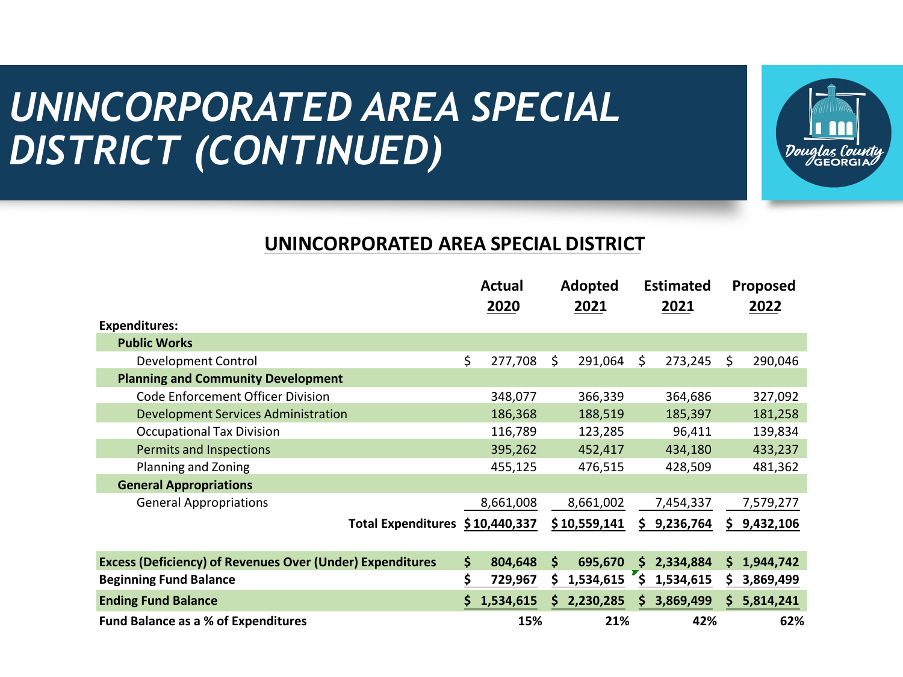# UNINCORPORATED AREA SPECIAL DISTRICT (CONTINUED)

## UNINCORPORATED AREA SPECIAL DISTRICT

| | Actual 2020 | Adopted 2021 | Estimated 2021 | Proposed 2022 |
|---|---|---|---|---|
| **Expenditures:** | | | | |
| **Public Works** | | | | |
| Development Control | $ 277,708 | $ 291,064 | $ 273,245 | $ 290,046 |
| **Planning and Community Development** | | | | |
| Code Enforcement Officer Division | 348,077 | 366,339 | 364,686 | 327,092 |
| Development Services Administration | 186,368 | 188,519 | 185,397 | 181,258 |
| Occupational Tax Division | 116,789 | 123,285 | 96,411 | 139,834 |
| Permits and Inspections | 395,262 | 452,417 | 434,180 | 433,237 |
| Planning and Zoning | 455,125 | 476,515 | 428,509 | 481,362 |
| **General Appropriations** | | | | |
| General Appropriations | 8,661,008 | 8,661,002 | 7,454,337 | 7,579,277 |
| **Total Expenditures** | **$ 10,440,337** | **$ 10,559,141** | **$ 9,236,764** | **$ 9,432,106** |
| **Excess (Deficiency) of Revenues Over (Under) Expenditures** | **$ 804,648** | **$ 695,670** | **$ 2,334,884** | **$ 1,944,742** |
| **Beginning Fund Balance** | **$ 729,967** | **$ 1,534,615** | **$ 1,534,615** | **$ 3,869,499** |
| **Ending Fund Balance** | **$ 1,534,615** | **$ 2,230,285** | **$ 3,869,499** | **$ 5,814,241** |
| **Fund Balance as a % of Expenditures** | **15%** | **21%** | **42%** | **62%** |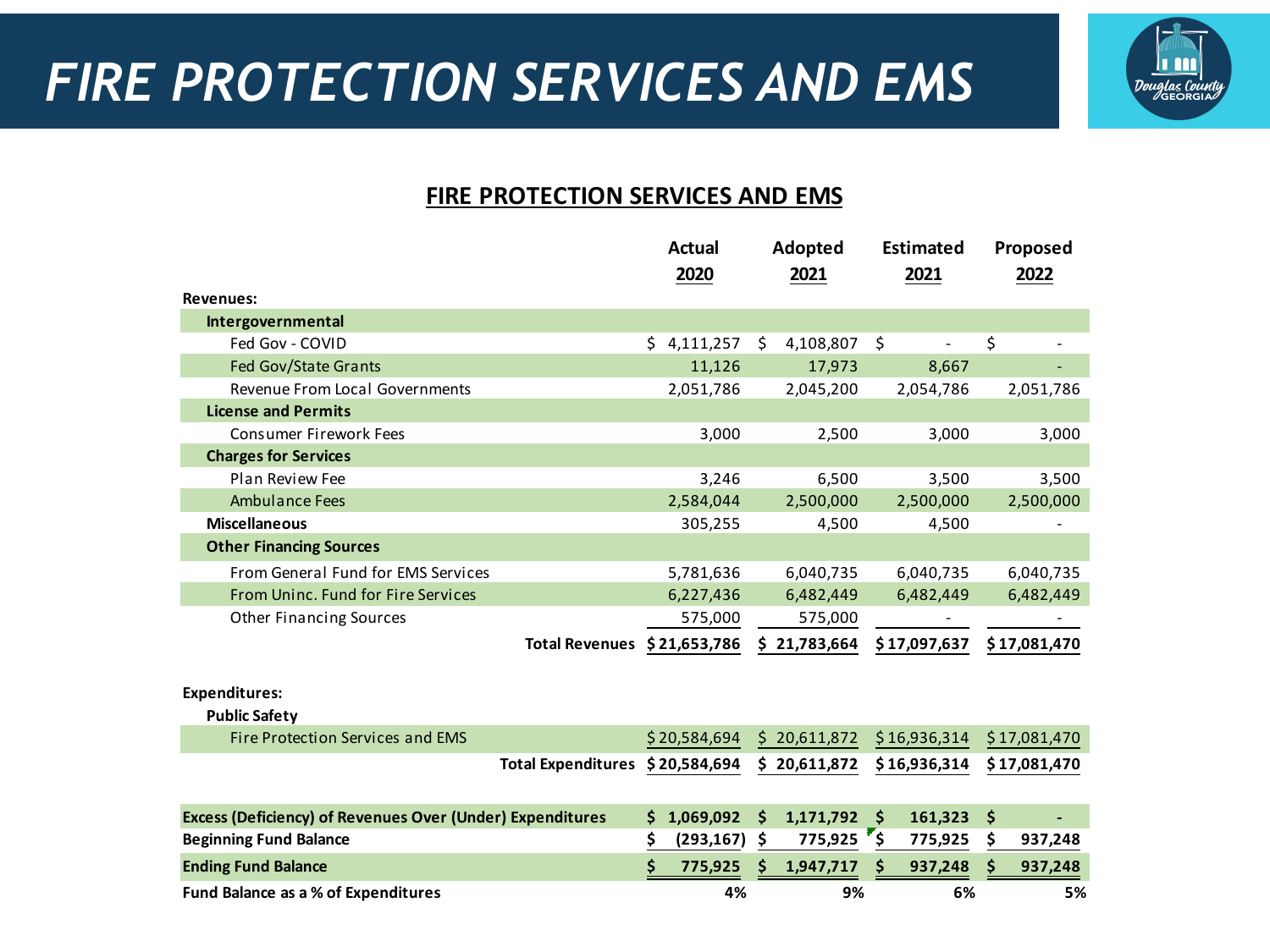# FIRE PROTECTION SERVICES AND EMS

## FIRE PROTECTION SERVICES AND EMS

| | Actual 2020 | Adopted 2021 | Estimated 2021 | Proposed 2022 |
|---|---|---|---|---|
| **Revenues:** | | | | |
| **Intergovernmental** | | | | |
| Fed Gov - COVID | $ 4,111,257 | $ 4,108,807 | $ - | $ - |
| Fed Gov/State Grants | 11,126 | 17,973 | 8,667 | - |
| Revenue From Local Governments | 2,051,786 | 2,045,200 | 2,054,786 | 2,051,786 |
| **License and Permits** | | | | |
| Consumer Firework Fees | 3,000 | 2,500 | 3,000 | 3,000 |
| **Charges for Services** | | | | |
| Plan Review Fee | 3,246 | 6,500 | 3,500 | 3,500 |
| Ambulance Fees | 2,584,044 | 2,500,000 | 2,500,000 | 2,500,000 |
| **Miscellaneous** | 305,255 | 4,500 | 4,500 | - |
| **Other Financing Sources** | | | | |
| From General Fund for EMS Services | 5,781,636 | 6,040,735 | 6,040,735 | 6,040,735 |
| From Uninc. Fund for Fire Services | 6,227,436 | 6,482,449 | 6,482,449 | 6,482,449 |
| Other Financing Sources | 575,000 | 575,000 | - | - |
| **Total Revenues** | **$ 21,653,786** | **$ 21,783,664** | **$ 17,097,637** | **$ 17,081,470** |
| **Expenditures:** | | | | |
| **Public Safety** | | | | |
| Fire Protection Services and EMS | $ 20,584,694 | $ 20,611,872 | $ 16,936,314 | $ 17,081,470 |
| **Total Expenditures** | **$ 20,584,694** | **$ 20,611,872** | **$ 16,936,314** | **$ 17,081,470** |
| **Excess (Deficiency) of Revenues Over (Under) Expenditures** | **$ 1,069,092** | **$ 1,171,792** | **$ 161,323** | **$ -** |
| **Beginning Fund Balance** | **$ (293,167)** | **$ 775,925** | **$ 775,925** | **$ 937,248** |
| **Ending Fund Balance** | **$ 775,925** | **$ 1,947,717** | **$ 937,248** | **$ 937,248** |
| **Fund Balance as a % of Expenditures** | **4%** | **9%** | **6%** | **5%** |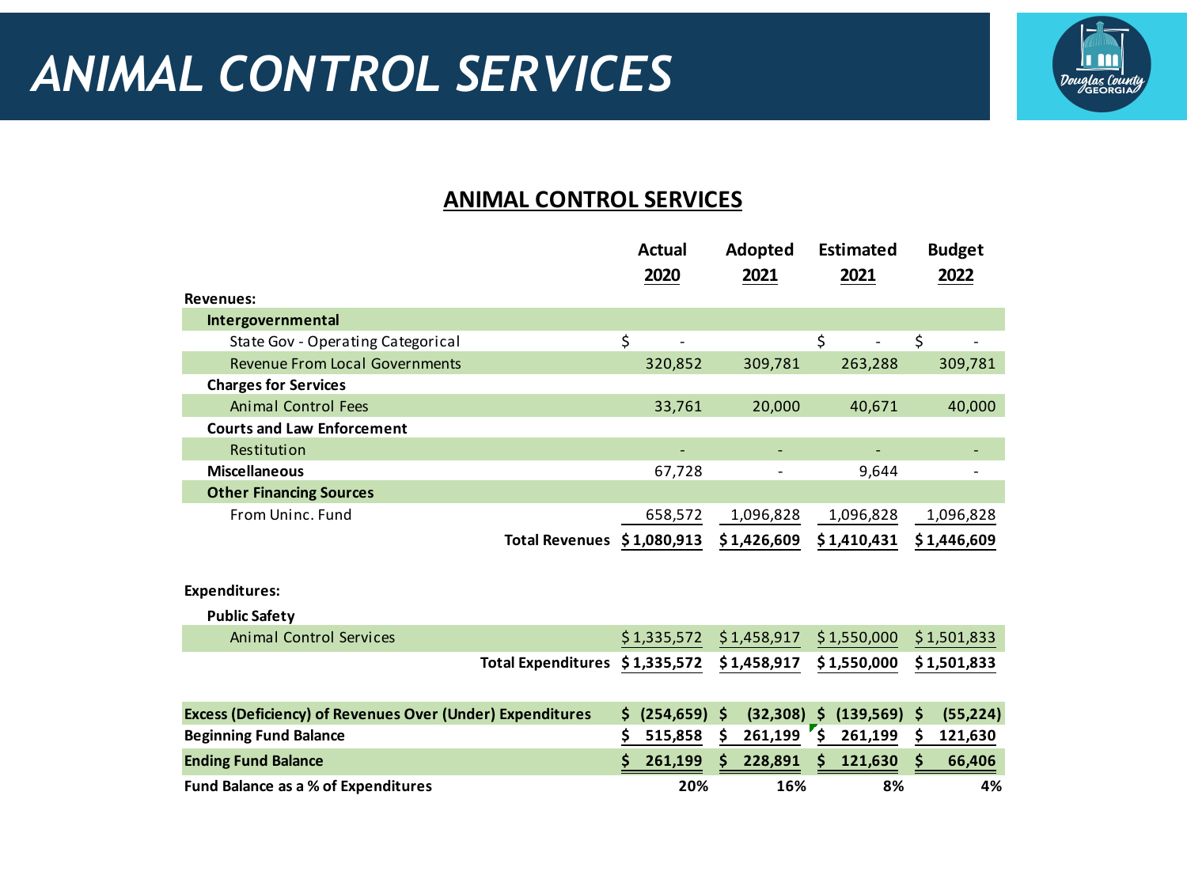# ANIMAL CONTROL SERVICES

## ANIMAL CONTROL SERVICES

| | Actual 2020 | Adopted 2021 | Estimated 2021 | Budget 2022 |
|---|---|---|---|---|
| **Revenues:** | | | | |
| **Intergovernmental** | | | | |
| State Gov - Operating Categorical | $ - | | $ - | $ - |
| Revenue From Local Governments | 320,852 | 309,781 | 263,288 | 309,781 |
| **Charges for Services** | | | | |
| Animal Control Fees | 33,761 | 20,000 | 40,671 | 40,000 |
| **Courts and Law Enforcement** | | | | |
| Restitution | - | - | - | - |
| **Miscellaneous** | 67,728 | - | 9,644 | - |
| **Other Financing Sources** | | | | |
| From Uninc. Fund | 658,572 | 1,096,828 | 1,096,828 | 1,096,828 |
| **Total Revenues** | **$ 1,080,913** | **$ 1,426,609** | **$ 1,410,431** | **$ 1,446,609** |
| **Expenditures:** | | | | |
| **Public Safety** | | | | |
| Animal Control Services | $ 1,335,572 | $ 1,458,917 | $ 1,550,000 | $ 1,501,833 |
| **Total Expenditures** | **$ 1,335,572** | **$ 1,458,917** | **$ 1,550,000** | **$ 1,501,833** |
| **Excess (Deficiency) of Revenues Over (Under) Expenditures** | **$ (254,659)** | **$ (32,308)** | **$ (139,569)** | **$ (55,224)** |
| **Beginning Fund Balance** | **$ 515,858** | **$ 261,199** | **$ 261,199** | **$ 121,630** |
| **Ending Fund Balance** | **$ 261,199** | **$ 228,891** | **$ 121,630** | **$ 66,406** |
| **Fund Balance as a % of Expenditures** | **20%** | **16%** | **8%** | **4%** |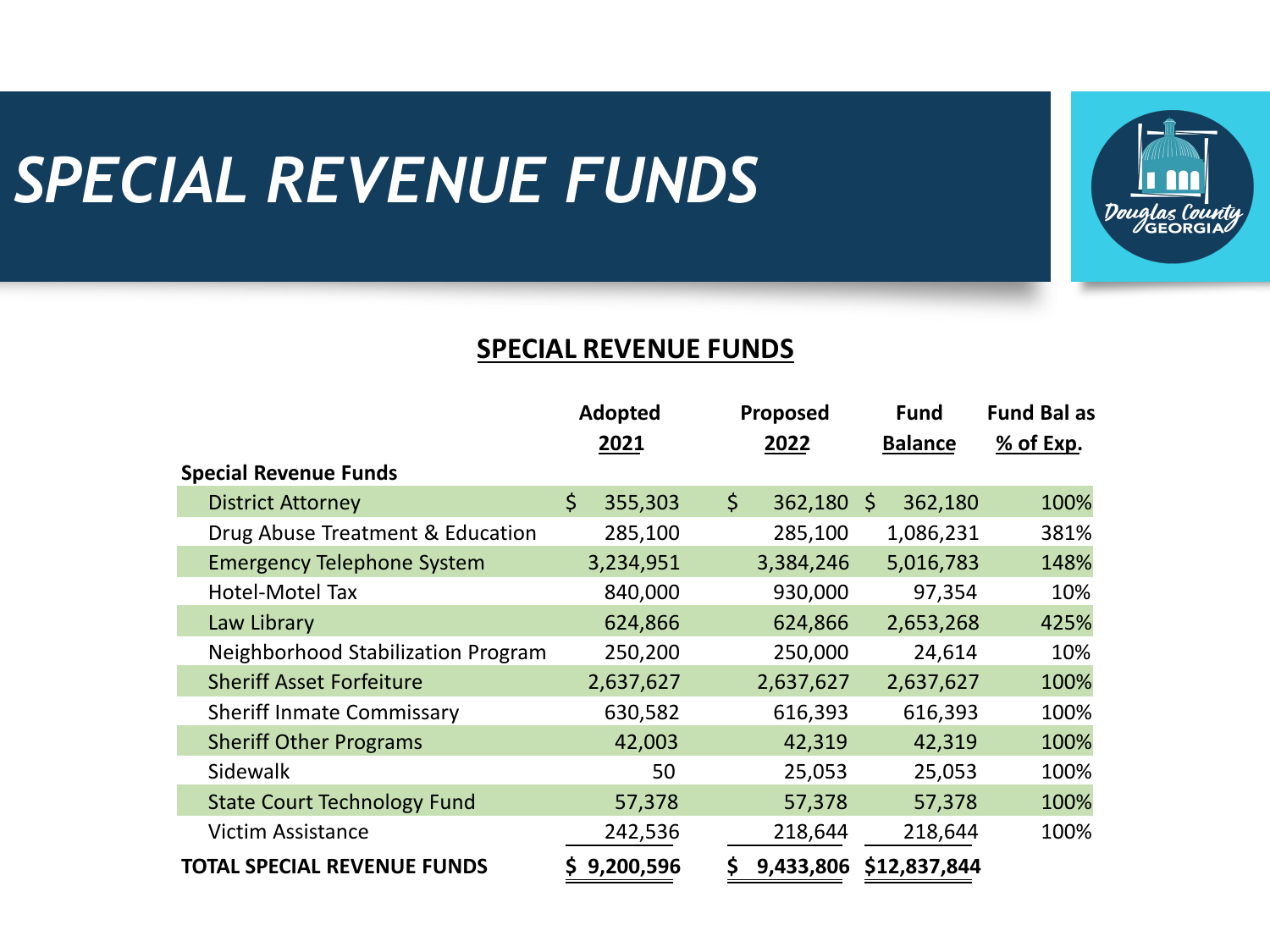# SPECIAL REVENUE FUNDS

## SPECIAL REVENUE FUNDS

| | Adopted 2021 | Proposed 2022 | Fund Balance | Fund Bal as % of Exp. |
|---|---|---|---|---|
| **Special Revenue Funds** | | | | |
| District Attorney | $ 355,303 | $ 362,180 | $ 362,180 | 100% |
| Drug Abuse Treatment & Education | 285,100 | 285,100 | 1,086,231 | 381% |
| Emergency Telephone System | 3,234,951 | 3,384,246 | 5,016,783 | 148% |
| Hotel-Motel Tax | 840,000 | 930,000 | 97,354 | 10% |
| Law Library | 624,866 | 624,866 | 2,653,268 | 425% |
| Neighborhood Stabilization Program | 250,200 | 250,000 | 24,614 | 10% |
| Sheriff Asset Forfeiture | 2,637,627 | 2,637,627 | 2,637,627 | 100% |
| Sheriff Inmate Commissary | 630,582 | 616,393 | 616,393 | 100% |
| Sheriff Other Programs | 42,003 | 42,319 | 42,319 | 100% |
| Sidewalk | 50 | 25,053 | 25,053 | 100% |
| State Court Technology Fund | 57,378 | 57,378 | 57,378 | 100% |
| Victim Assistance | 242,536 | 218,644 | 218,644 | 100% |
| **TOTAL SPECIAL REVENUE FUNDS** | **$ 9,200,596** | **$ 9,433,806** | **$12,837,844** | |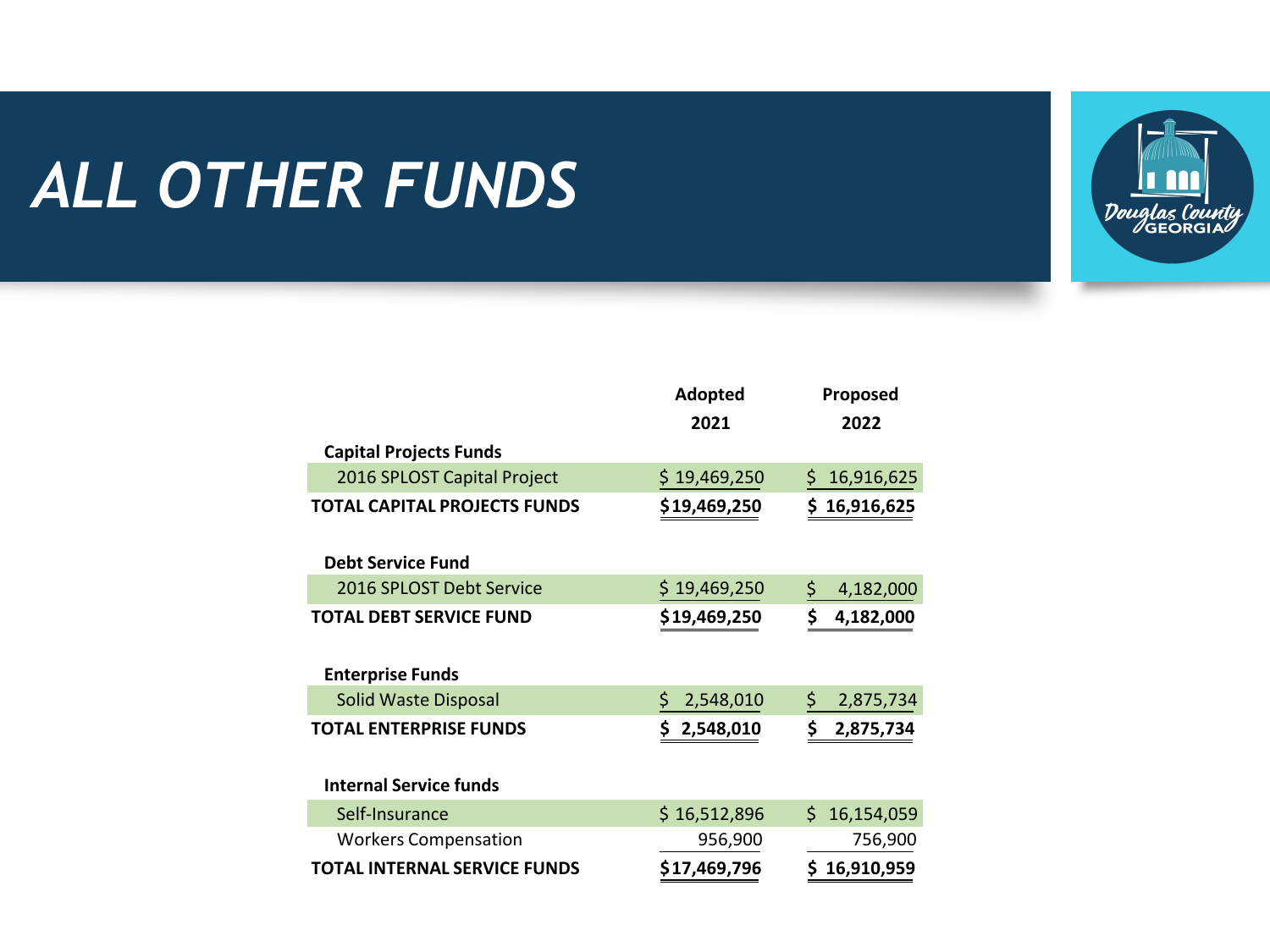# ALL OTHER FUNDS

| | Adopted 2021 | Proposed 2022 |
|---|---|---|
| **Capital Projects Funds** | | |
| 2016 SPLOST Capital Project | $ 19,469,250 | $ 16,916,625 |
| **TOTAL CAPITAL PROJECTS FUNDS** | **$19,469,250** | **$ 16,916,625** |
| | | |
| **Debt Service Fund** | | |
| 2016 SPLOST Debt Service | $ 19,469,250 | $ 4,182,000 |
| **TOTAL DEBT SERVICE FUND** | **$19,469,250** | **$ 4,182,000** |
| | | |
| **Enterprise Funds** | | |
| Solid Waste Disposal | $ 2,548,010 | $ 2,875,734 |
| **TOTAL ENTERPRISE FUNDS** | **$ 2,548,010** | **$ 2,875,734** |
| | | |
| **Internal Service funds** | | |
| Self-Insurance | $ 16,512,896 | $ 16,154,059 |
| Workers Compensation | 956,900 | 756,900 |
| **TOTAL INTERNAL SERVICE FUNDS** | **$17,469,796** | **$ 16,910,959** |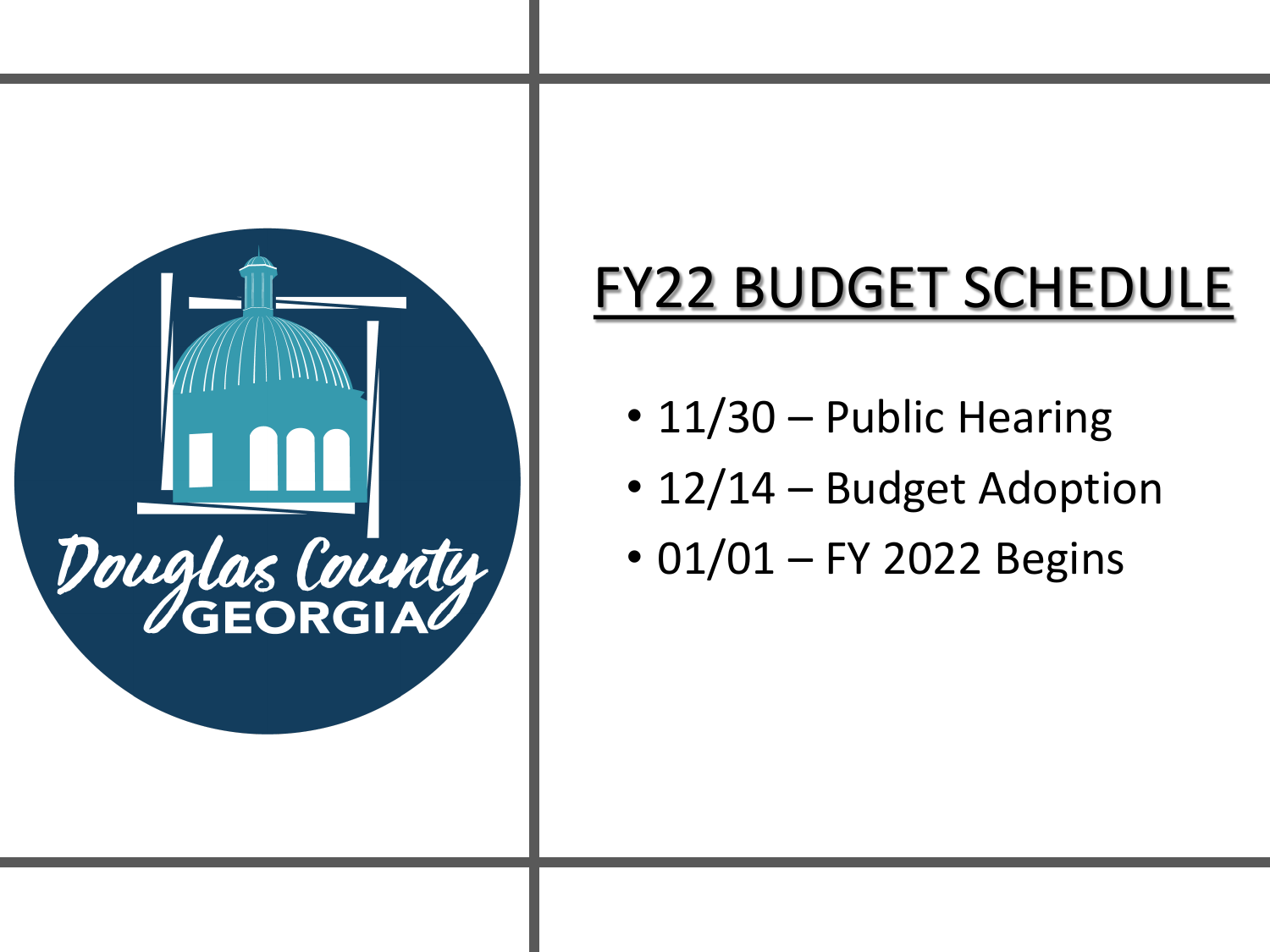# FY22 BUDGET SCHEDULE

- 11/30 – Public Hearing
- 12/14 – Budget Adoption
- 01/01 – FY 2022 Begins